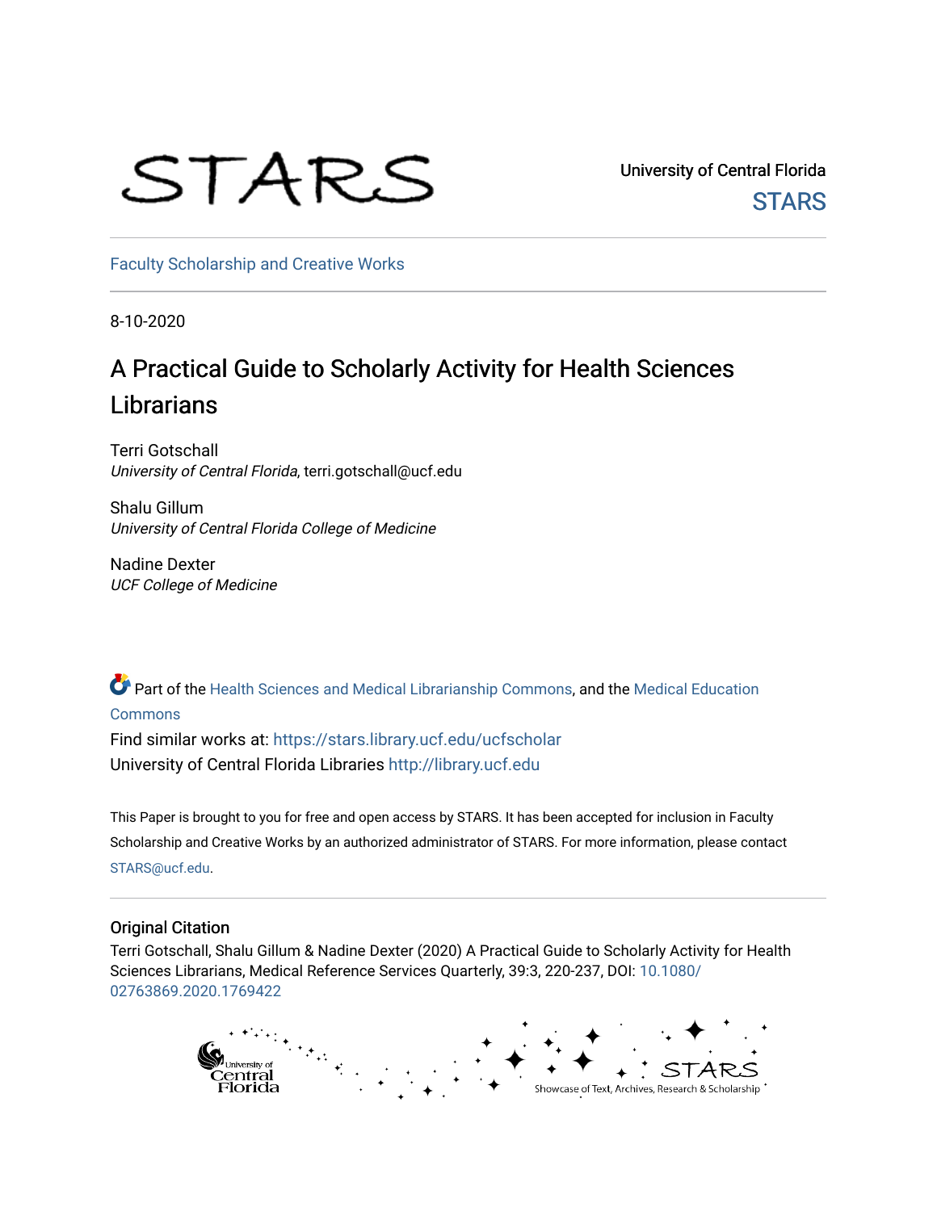STARS

University of Central Florida
STARS

Faculty Scholarship and Creative Works

8-10-2020

# A Practical Guide to Scholarly Activity for Health Sciences Librarians

Terri Gotschall
*University of Central Florida*, terri.gotschall@ucf.edu

Shalu Gillum
*University of Central Florida College of Medicine*

Nadine Dexter
*UCF College of Medicine*

Part of the Health Sciences and Medical Librarianship Commons, and the Medical Education Commons

Find similar works at: https://stars.library.ucf.edu/ucfscholar
University of Central Florida Libraries http://library.ucf.edu

This Paper is brought to you for free and open access by STARS. It has been accepted for inclusion in Faculty Scholarship and Creative Works by an authorized administrator of STARS. For more information, please contact STARS@ucf.edu.

## Original Citation

Terri Gotschall, Shalu Gillum & Nadine Dexter (2020) A Practical Guide to Scholarly Activity for Health Sciences Librarians, Medical Reference Services Quarterly, 39:3, 220-237, DOI: 10.1080/02763869.2020.1769422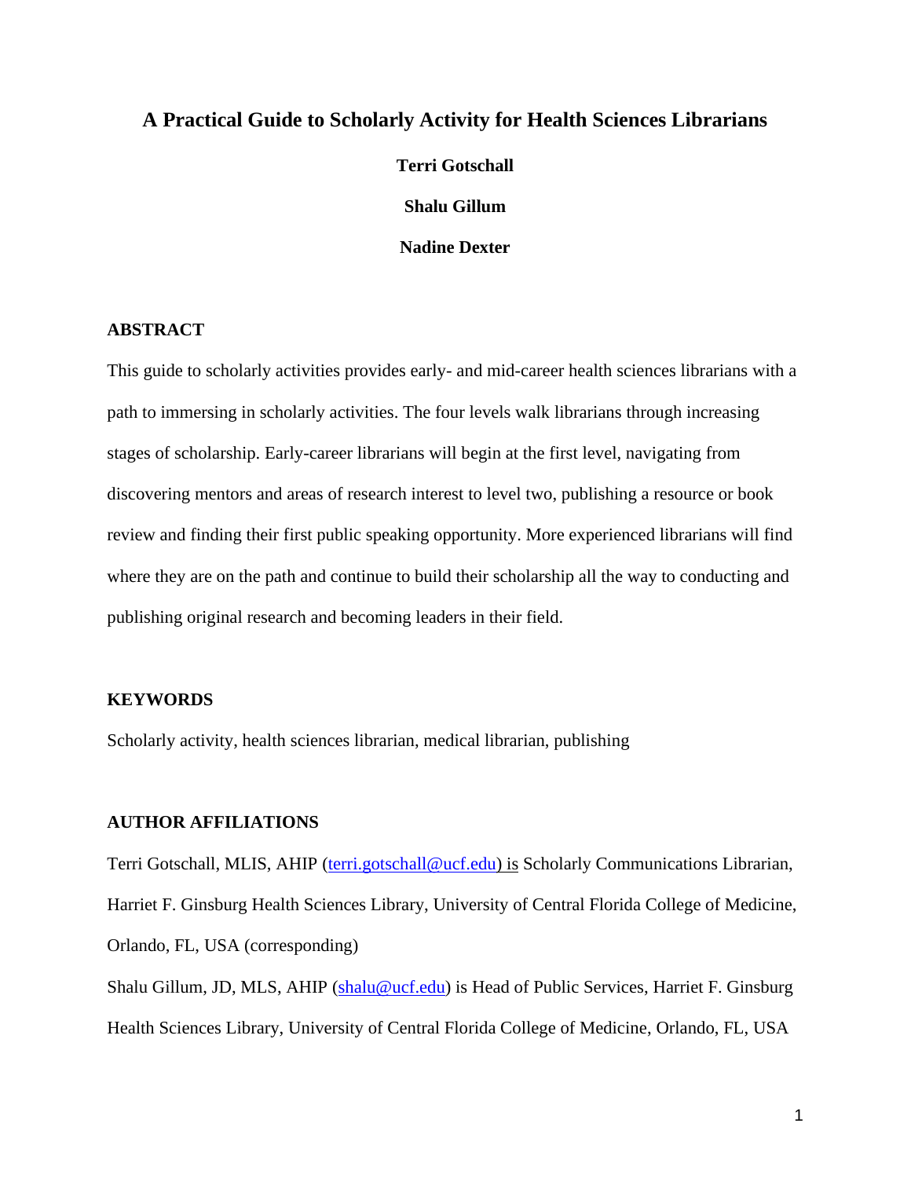# A Practical Guide to Scholarly Activity for Health Sciences Librarians

**Terri Gotschall**

**Shalu Gillum**

**Nadine Dexter**

## ABSTRACT

This guide to scholarly activities provides early- and mid-career health sciences librarians with a path to immersing in scholarly activities. The four levels walk librarians through increasing stages of scholarship. Early-career librarians will begin at the first level, navigating from discovering mentors and areas of research interest to level two, publishing a resource or book review and finding their first public speaking opportunity. More experienced librarians will find where they are on the path and continue to build their scholarship all the way to conducting and publishing original research and becoming leaders in their field.

## KEYWORDS

Scholarly activity, health sciences librarian, medical librarian, publishing

## AUTHOR AFFILIATIONS

Terri Gotschall, MLIS, AHIP (terri.gotschall@ucf.edu) is Scholarly Communications Librarian, Harriet F. Ginsburg Health Sciences Library, University of Central Florida College of Medicine, Orlando, FL, USA (corresponding)

Shalu Gillum, JD, MLS, AHIP (shalu@ucf.edu) is Head of Public Services, Harriet F. Ginsburg Health Sciences Library, University of Central Florida College of Medicine, Orlando, FL, USA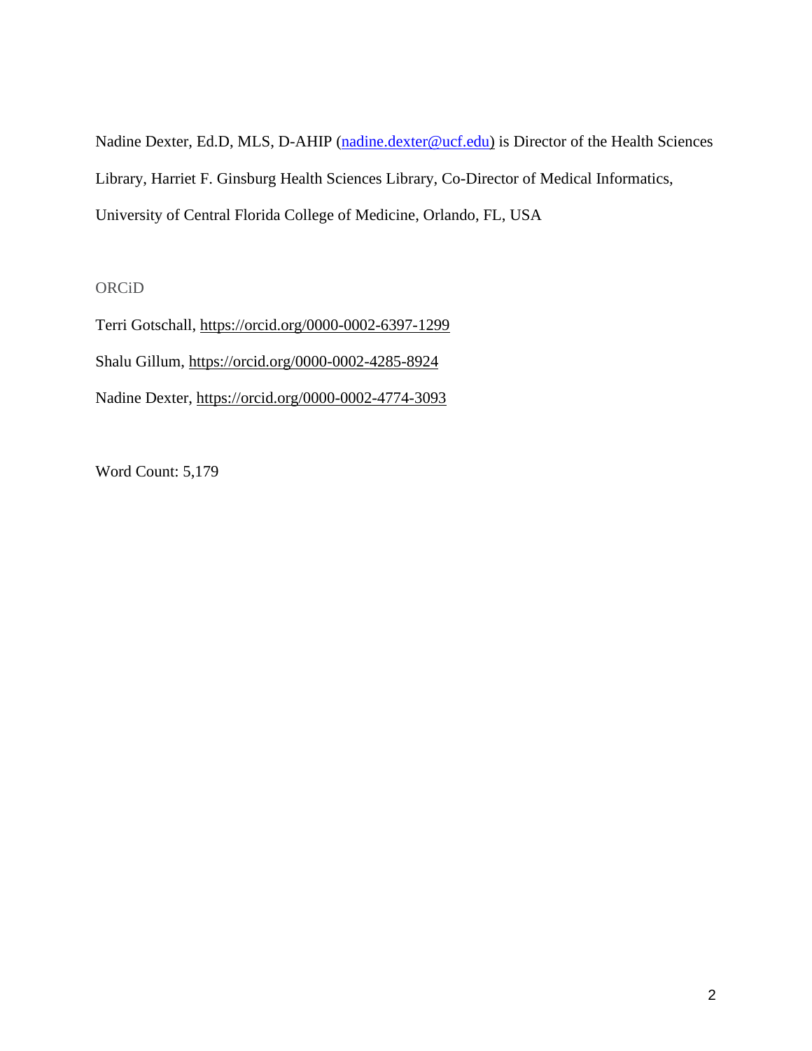Nadine Dexter, Ed.D, MLS, D-AHIP (nadine.dexter@ucf.edu) is Director of the Health Sciences Library, Harriet F. Ginsburg Health Sciences Library, Co-Director of Medical Informatics, University of Central Florida College of Medicine, Orlando, FL, USA

ORCiD

Terri Gotschall, https://orcid.org/0000-0002-6397-1299

Shalu Gillum, https://orcid.org/0000-0002-4285-8924

Nadine Dexter, https://orcid.org/0000-0002-4774-3093

Word Count: 5,179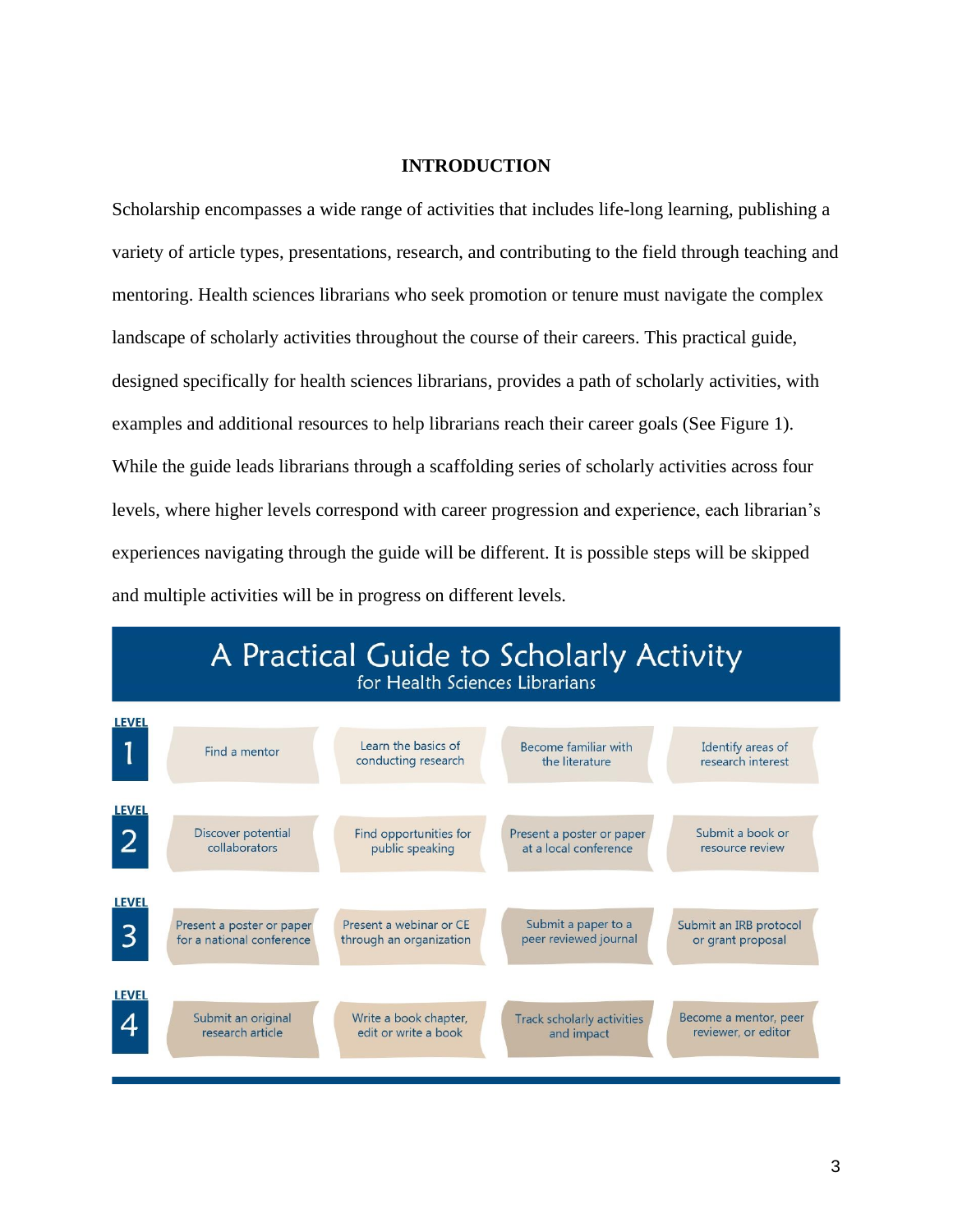# INTRODUCTION

Scholarship encompasses a wide range of activities that includes life-long learning, publishing a variety of article types, presentations, research, and contributing to the field through teaching and mentoring. Health sciences librarians who seek promotion or tenure must navigate the complex landscape of scholarly activities throughout the course of their careers. This practical guide, designed specifically for health sciences librarians, provides a path of scholarly activities, with examples and additional resources to help librarians reach their career goals (See Figure 1). While the guide leads librarians through a scaffolding series of scholarly activities across four levels, where higher levels correspond with career progression and experience, each librarian's experiences navigating through the guide will be different. It is possible steps will be skipped and multiple activities will be in progress on different levels.

**A Practical Guide to Scholarly Activity**
for Health Sciences Librarians

| Level | | | | |
|---|---|---|---|---|
| LEVEL 1 | Find a mentor | Learn the basics of conducting research | Become familiar with the literature | Identify areas of research interest |
| LEVEL 2 | Discover potential collaborators | Find opportunities for public speaking | Present a poster or paper at a local conference | Submit a book or resource review |
| LEVEL 3 | Present a poster or paper for a national conference | Present a webinar or CE through an organization | Submit a paper to a peer reviewed journal | Submit an IRB protocol or grant proposal |
| LEVEL 4 | Submit an original research article | Write a book chapter, edit or write a book | Track scholarly activities and impact | Become a mentor, peer reviewer, or editor |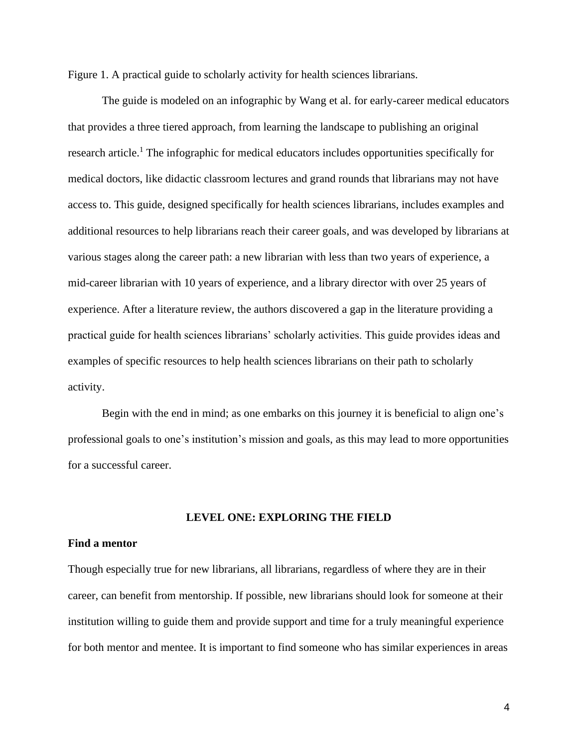Figure 1. A practical guide to scholarly activity for health sciences librarians.

The guide is modeled on an infographic by Wang et al. for early-career medical educators that provides a three tiered approach, from learning the landscape to publishing an original research article.[1] The infographic for medical educators includes opportunities specifically for medical doctors, like didactic classroom lectures and grand rounds that librarians may not have access to. This guide, designed specifically for health sciences librarians, includes examples and additional resources to help librarians reach their career goals, and was developed by librarians at various stages along the career path: a new librarian with less than two years of experience, a mid-career librarian with 10 years of experience, and a library director with over 25 years of experience. After a literature review, the authors discovered a gap in the literature providing a practical guide for health sciences librarians' scholarly activities. This guide provides ideas and examples of specific resources to help health sciences librarians on their path to scholarly activity.

Begin with the end in mind; as one embarks on this journey it is beneficial to align one's professional goals to one's institution's mission and goals, as this may lead to more opportunities for a successful career.

## LEVEL ONE: EXPLORING THE FIELD

### Find a mentor

Though especially true for new librarians, all librarians, regardless of where they are in their career, can benefit from mentorship. If possible, new librarians should look for someone at their institution willing to guide them and provide support and time for a truly meaningful experience for both mentor and mentee. It is important to find someone who has similar experiences in areas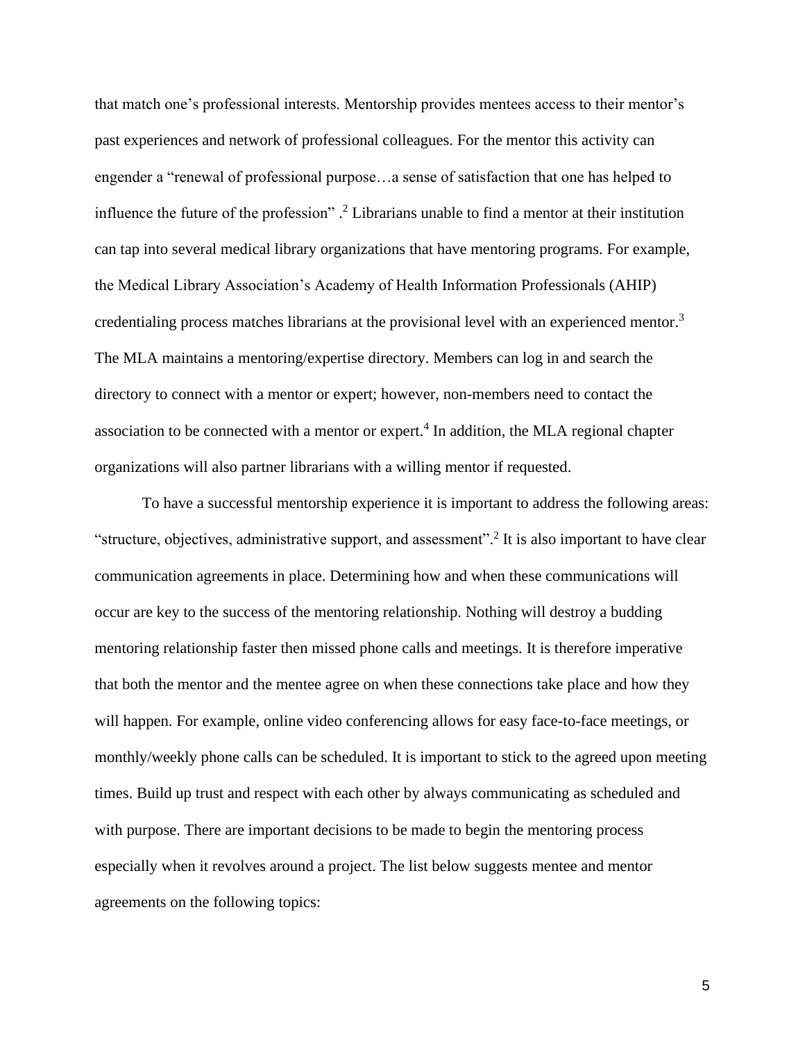that match one's professional interests. Mentorship provides mentees access to their mentor's past experiences and network of professional colleagues. For the mentor this activity can engender a "renewal of professional purpose…a sense of satisfaction that one has helped to influence the future of the profession" .[2] Librarians unable to find a mentor at their institution can tap into several medical library organizations that have mentoring programs. For example, the Medical Library Association's Academy of Health Information Professionals (AHIP) credentialing process matches librarians at the provisional level with an experienced mentor.[3] The MLA maintains a mentoring/expertise directory. Members can log in and search the directory to connect with a mentor or expert; however, non-members need to contact the association to be connected with a mentor or expert.[4] In addition, the MLA regional chapter organizations will also partner librarians with a willing mentor if requested.

To have a successful mentorship experience it is important to address the following areas: "structure, objectives, administrative support, and assessment".[2] It is also important to have clear communication agreements in place. Determining how and when these communications will occur are key to the success of the mentoring relationship. Nothing will destroy a budding mentoring relationship faster then missed phone calls and meetings. It is therefore imperative that both the mentor and the mentee agree on when these connections take place and how they will happen. For example, online video conferencing allows for easy face-to-face meetings, or monthly/weekly phone calls can be scheduled. It is important to stick to the agreed upon meeting times. Build up trust and respect with each other by always communicating as scheduled and with purpose. There are important decisions to be made to begin the mentoring process especially when it revolves around a project. The list below suggests mentee and mentor agreements on the following topics: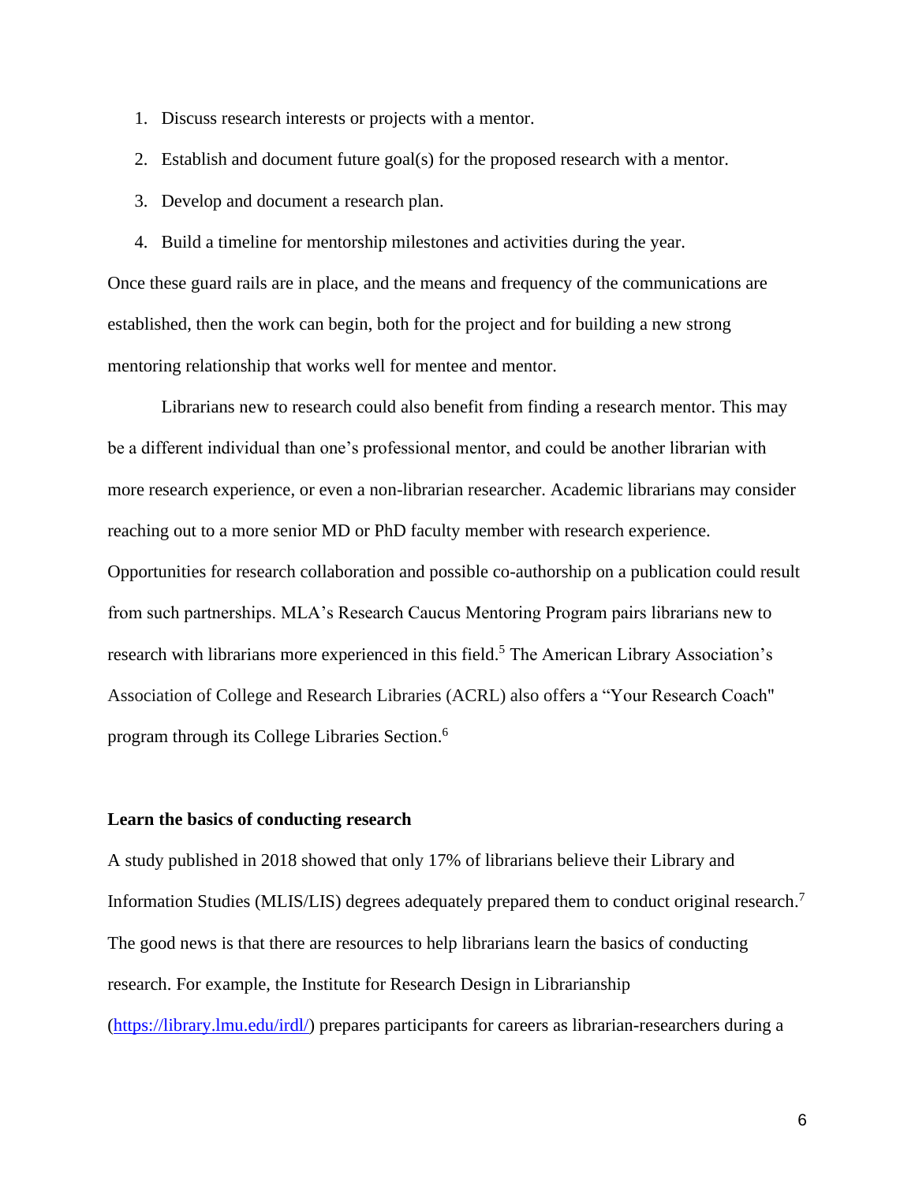1. Discuss research interests or projects with a mentor.
2. Establish and document future goal(s) for the proposed research with a mentor.
3. Develop and document a research plan.
4. Build a timeline for mentorship milestones and activities during the year.

Once these guard rails are in place, and the means and frequency of the communications are established, then the work can begin, both for the project and for building a new strong mentoring relationship that works well for mentee and mentor.

Librarians new to research could also benefit from finding a research mentor. This may be a different individual than one's professional mentor, and could be another librarian with more research experience, or even a non-librarian researcher. Academic librarians may consider reaching out to a more senior MD or PhD faculty member with research experience. Opportunities for research collaboration and possible co-authorship on a publication could result from such partnerships. MLA's Research Caucus Mentoring Program pairs librarians new to research with librarians more experienced in this field.[5] The American Library Association's Association of College and Research Libraries (ACRL) also offers a "Your Research Coach" program through its College Libraries Section.[6]

**Learn the basics of conducting research**

A study published in 2018 showed that only 17% of librarians believe their Library and Information Studies (MLIS/LIS) degrees adequately prepared them to conduct original research.[7] The good news is that there are resources to help librarians learn the basics of conducting research. For example, the Institute for Research Design in Librarianship ([https://library.lmu.edu/irdl/](https://library.lmu.edu/irdl/)) prepares participants for careers as librarian-researchers during a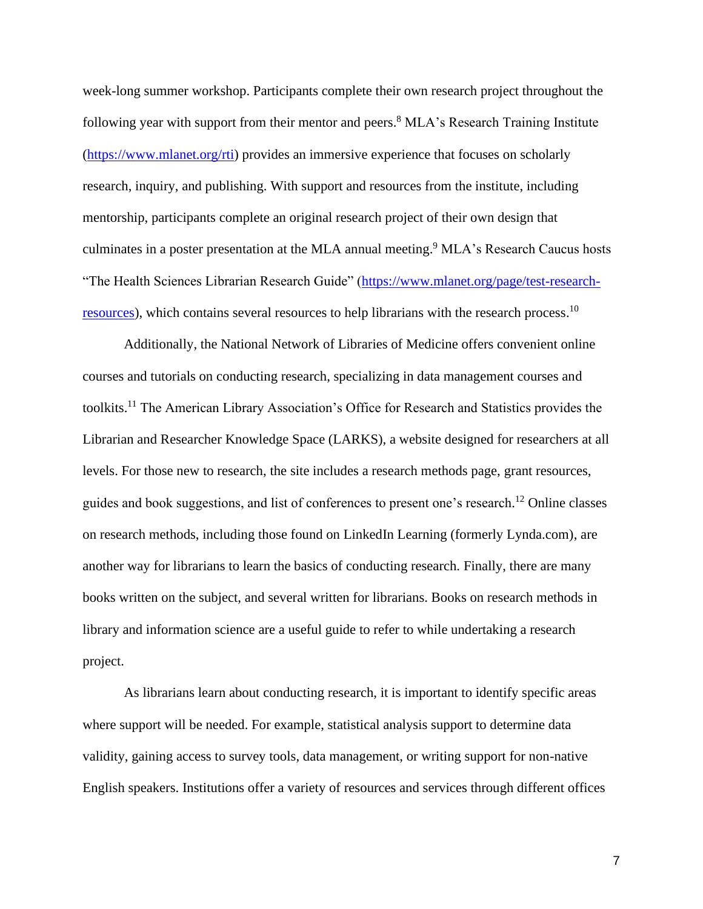week-long summer workshop. Participants complete their own research project throughout the following year with support from their mentor and peers.[8] MLA's Research Training Institute (https://www.mlanet.org/rti) provides an immersive experience that focuses on scholarly research, inquiry, and publishing. With support and resources from the institute, including mentorship, participants complete an original research project of their own design that culminates in a poster presentation at the MLA annual meeting.[9] MLA's Research Caucus hosts "The Health Sciences Librarian Research Guide" (https://www.mlanet.org/page/test-research-resources), which contains several resources to help librarians with the research process.[10]

Additionally, the National Network of Libraries of Medicine offers convenient online courses and tutorials on conducting research, specializing in data management courses and toolkits.[11] The American Library Association's Office for Research and Statistics provides the Librarian and Researcher Knowledge Space (LARKS), a website designed for researchers at all levels. For those new to research, the site includes a research methods page, grant resources, guides and book suggestions, and list of conferences to present one's research.[12] Online classes on research methods, including those found on LinkedIn Learning (formerly Lynda.com), are another way for librarians to learn the basics of conducting research. Finally, there are many books written on the subject, and several written for librarians. Books on research methods in library and information science are a useful guide to refer to while undertaking a research project.

As librarians learn about conducting research, it is important to identify specific areas where support will be needed. For example, statistical analysis support to determine data validity, gaining access to survey tools, data management, or writing support for non-native English speakers. Institutions offer a variety of resources and services through different offices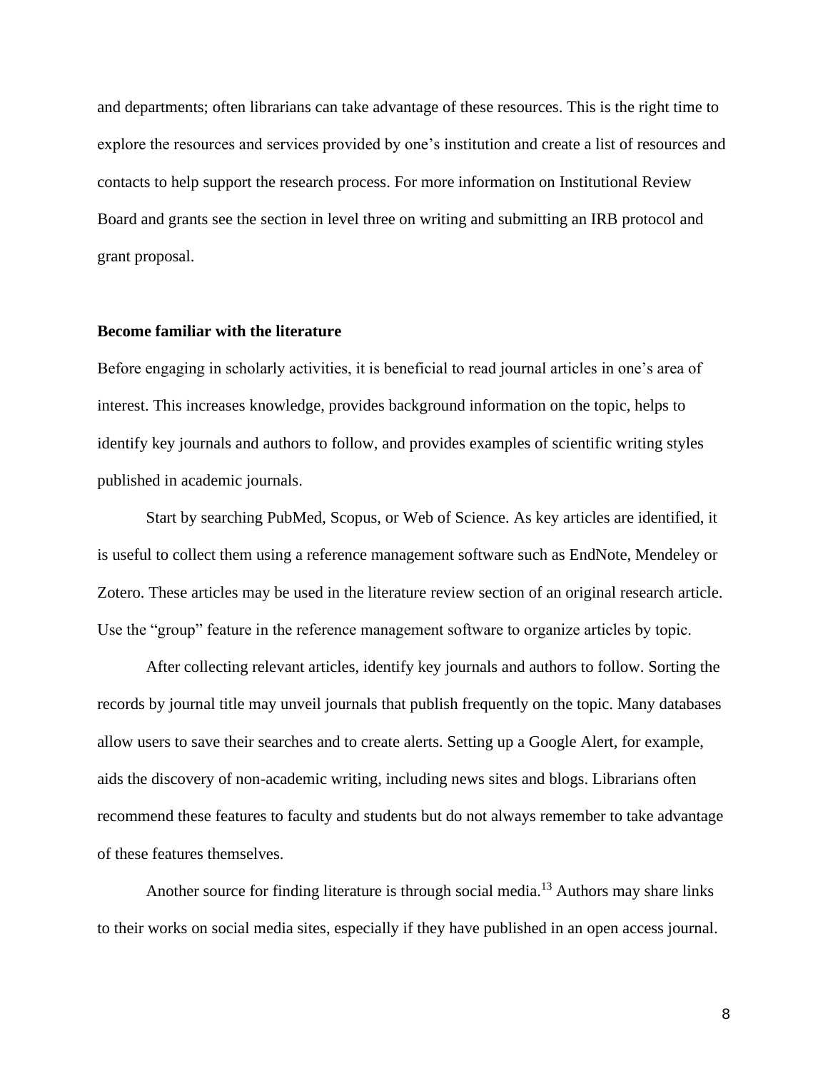and departments; often librarians can take advantage of these resources. This is the right time to explore the resources and services provided by one's institution and create a list of resources and contacts to help support the research process. For more information on Institutional Review Board and grants see the section in level three on writing and submitting an IRB protocol and grant proposal.

**Become familiar with the literature**

Before engaging in scholarly activities, it is beneficial to read journal articles in one's area of interest. This increases knowledge, provides background information on the topic, helps to identify key journals and authors to follow, and provides examples of scientific writing styles published in academic journals.

Start by searching PubMed, Scopus, or Web of Science. As key articles are identified, it is useful to collect them using a reference management software such as EndNote, Mendeley or Zotero. These articles may be used in the literature review section of an original research article. Use the "group" feature in the reference management software to organize articles by topic.

After collecting relevant articles, identify key journals and authors to follow. Sorting the records by journal title may unveil journals that publish frequently on the topic. Many databases allow users to save their searches and to create alerts. Setting up a Google Alert, for example, aids the discovery of non-academic writing, including news sites and blogs. Librarians often recommend these features to faculty and students but do not always remember to take advantage of these features themselves.

Another source for finding literature is through social media.[13] Authors may share links to their works on social media sites, especially if they have published in an open access journal.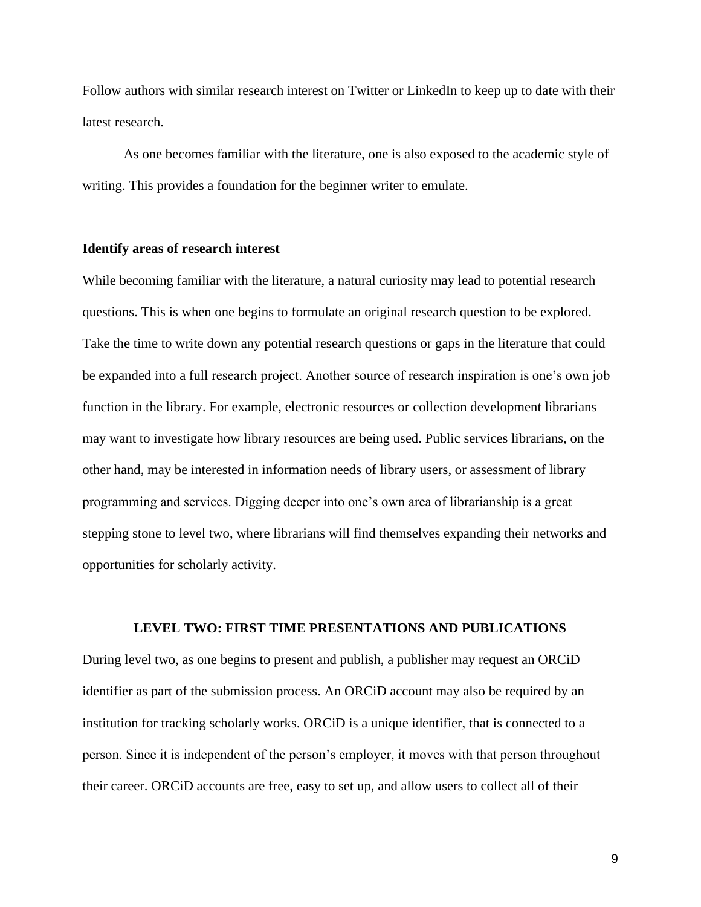Follow authors with similar research interest on Twitter or LinkedIn to keep up to date with their latest research.

As one becomes familiar with the literature, one is also exposed to the academic style of writing. This provides a foundation for the beginner writer to emulate.

### Identify areas of research interest

While becoming familiar with the literature, a natural curiosity may lead to potential research questions. This is when one begins to formulate an original research question to be explored. Take the time to write down any potential research questions or gaps in the literature that could be expanded into a full research project. Another source of research inspiration is one's own job function in the library. For example, electronic resources or collection development librarians may want to investigate how library resources are being used. Public services librarians, on the other hand, may be interested in information needs of library users, or assessment of library programming and services. Digging deeper into one's own area of librarianship is a great stepping stone to level two, where librarians will find themselves expanding their networks and opportunities for scholarly activity.

## LEVEL TWO: FIRST TIME PRESENTATIONS AND PUBLICATIONS

During level two, as one begins to present and publish, a publisher may request an ORCiD identifier as part of the submission process. An ORCiD account may also be required by an institution for tracking scholarly works. ORCiD is a unique identifier, that is connected to a person. Since it is independent of the person's employer, it moves with that person throughout their career. ORCiD accounts are free, easy to set up, and allow users to collect all of their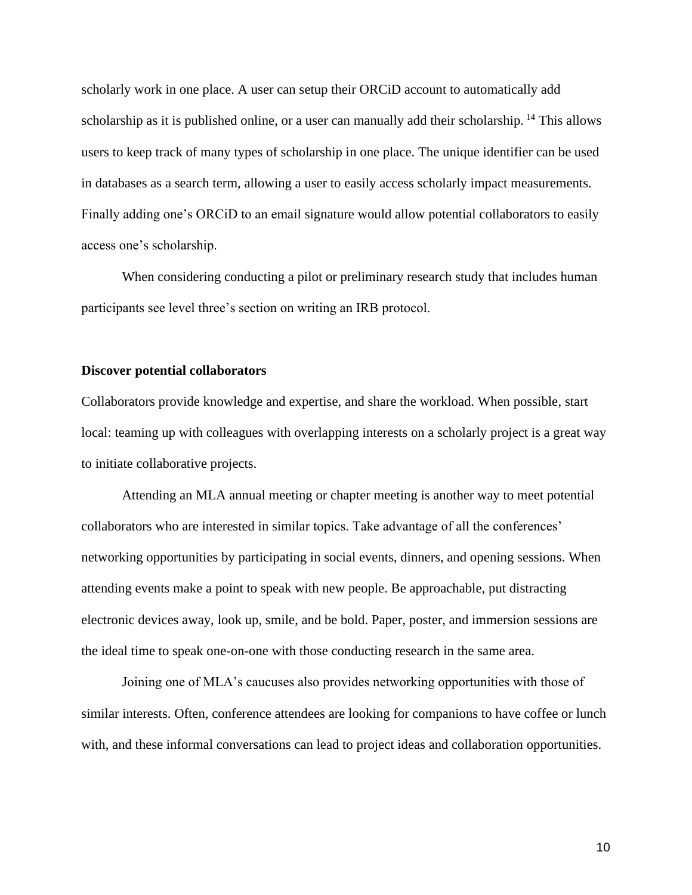scholarly work in one place. A user can setup their ORCiD account to automatically add scholarship as it is published online, or a user can manually add their scholarship.[14] This allows users to keep track of many types of scholarship in one place. The unique identifier can be used in databases as a search term, allowing a user to easily access scholarly impact measurements. Finally adding one's ORCiD to an email signature would allow potential collaborators to easily access one's scholarship.

When considering conducting a pilot or preliminary research study that includes human participants see level three's section on writing an IRB protocol.

**Discover potential collaborators**

Collaborators provide knowledge and expertise, and share the workload. When possible, start local: teaming up with colleagues with overlapping interests on a scholarly project is a great way to initiate collaborative projects.

Attending an MLA annual meeting or chapter meeting is another way to meet potential collaborators who are interested in similar topics. Take advantage of all the conferences' networking opportunities by participating in social events, dinners, and opening sessions. When attending events make a point to speak with new people. Be approachable, put distracting electronic devices away, look up, smile, and be bold. Paper, poster, and immersion sessions are the ideal time to speak one-on-one with those conducting research in the same area.

Joining one of MLA's caucuses also provides networking opportunities with those of similar interests. Often, conference attendees are looking for companions to have coffee or lunch with, and these informal conversations can lead to project ideas and collaboration opportunities.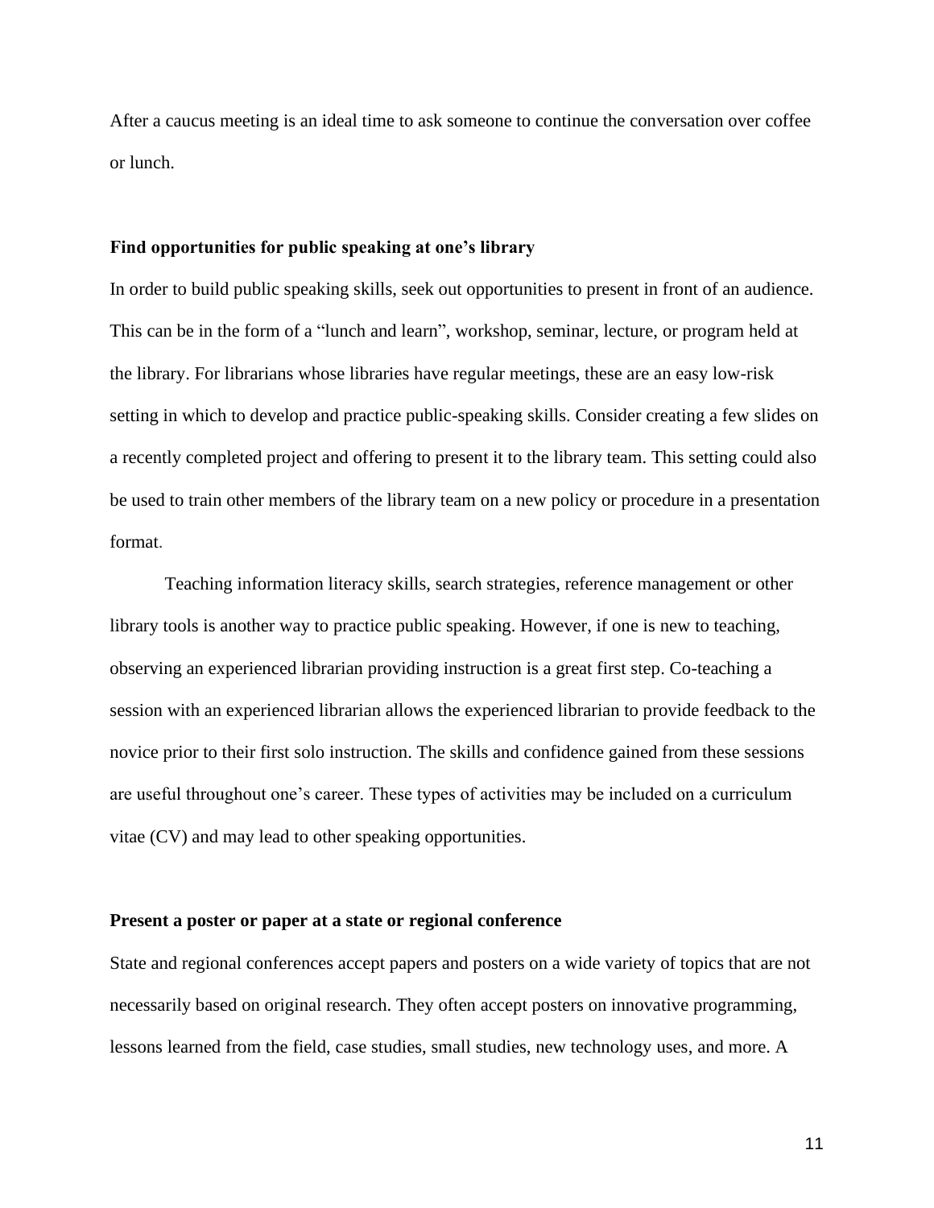After a caucus meeting is an ideal time to ask someone to continue the conversation over coffee or lunch.

### Find opportunities for public speaking at one's library

In order to build public speaking skills, seek out opportunities to present in front of an audience. This can be in the form of a "lunch and learn", workshop, seminar, lecture, or program held at the library. For librarians whose libraries have regular meetings, these are an easy low-risk setting in which to develop and practice public-speaking skills. Consider creating a few slides on a recently completed project and offering to present it to the library team. This setting could also be used to train other members of the library team on a new policy or procedure in a presentation format.

Teaching information literacy skills, search strategies, reference management or other library tools is another way to practice public speaking. However, if one is new to teaching, observing an experienced librarian providing instruction is a great first step. Co-teaching a session with an experienced librarian allows the experienced librarian to provide feedback to the novice prior to their first solo instruction. The skills and confidence gained from these sessions are useful throughout one's career. These types of activities may be included on a curriculum vitae (CV) and may lead to other speaking opportunities.

### Present a poster or paper at a state or regional conference

State and regional conferences accept papers and posters on a wide variety of topics that are not necessarily based on original research. They often accept posters on innovative programming, lessons learned from the field, case studies, small studies, new technology uses, and more. A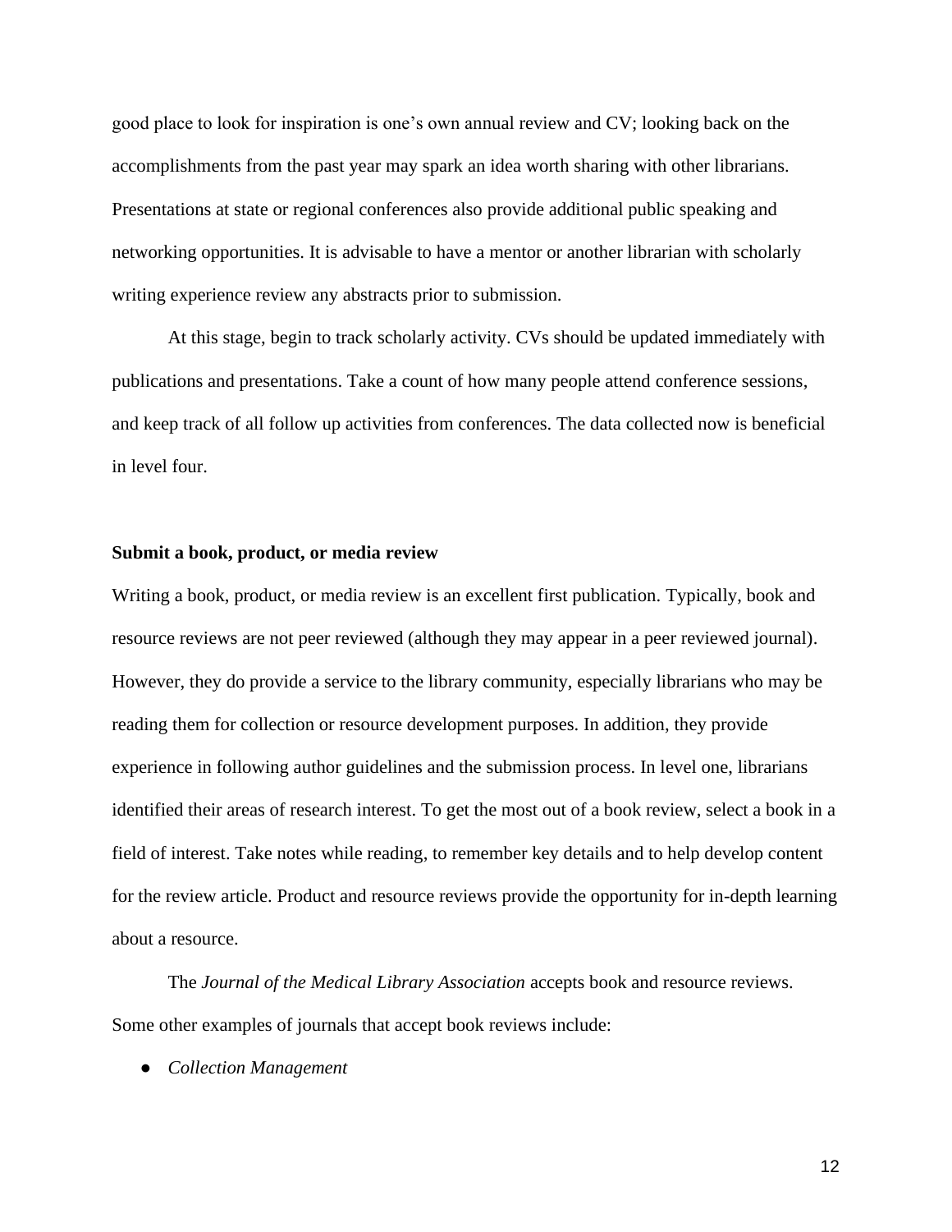good place to look for inspiration is one's own annual review and CV; looking back on the accomplishments from the past year may spark an idea worth sharing with other librarians. Presentations at state or regional conferences also provide additional public speaking and networking opportunities. It is advisable to have a mentor or another librarian with scholarly writing experience review any abstracts prior to submission.

At this stage, begin to track scholarly activity. CVs should be updated immediately with publications and presentations. Take a count of how many people attend conference sessions, and keep track of all follow up activities from conferences. The data collected now is beneficial in level four.

**Submit a book, product, or media review**

Writing a book, product, or media review is an excellent first publication. Typically, book and resource reviews are not peer reviewed (although they may appear in a peer reviewed journal). However, they do provide a service to the library community, especially librarians who may be reading them for collection or resource development purposes. In addition, they provide experience in following author guidelines and the submission process. In level one, librarians identified their areas of research interest. To get the most out of a book review, select a book in a field of interest. Take notes while reading, to remember key details and to help develop content for the review article. Product and resource reviews provide the opportunity for in-depth learning about a resource.

The *Journal of the Medical Library Association* accepts book and resource reviews. Some other examples of journals that accept book reviews include:

- *Collection Management*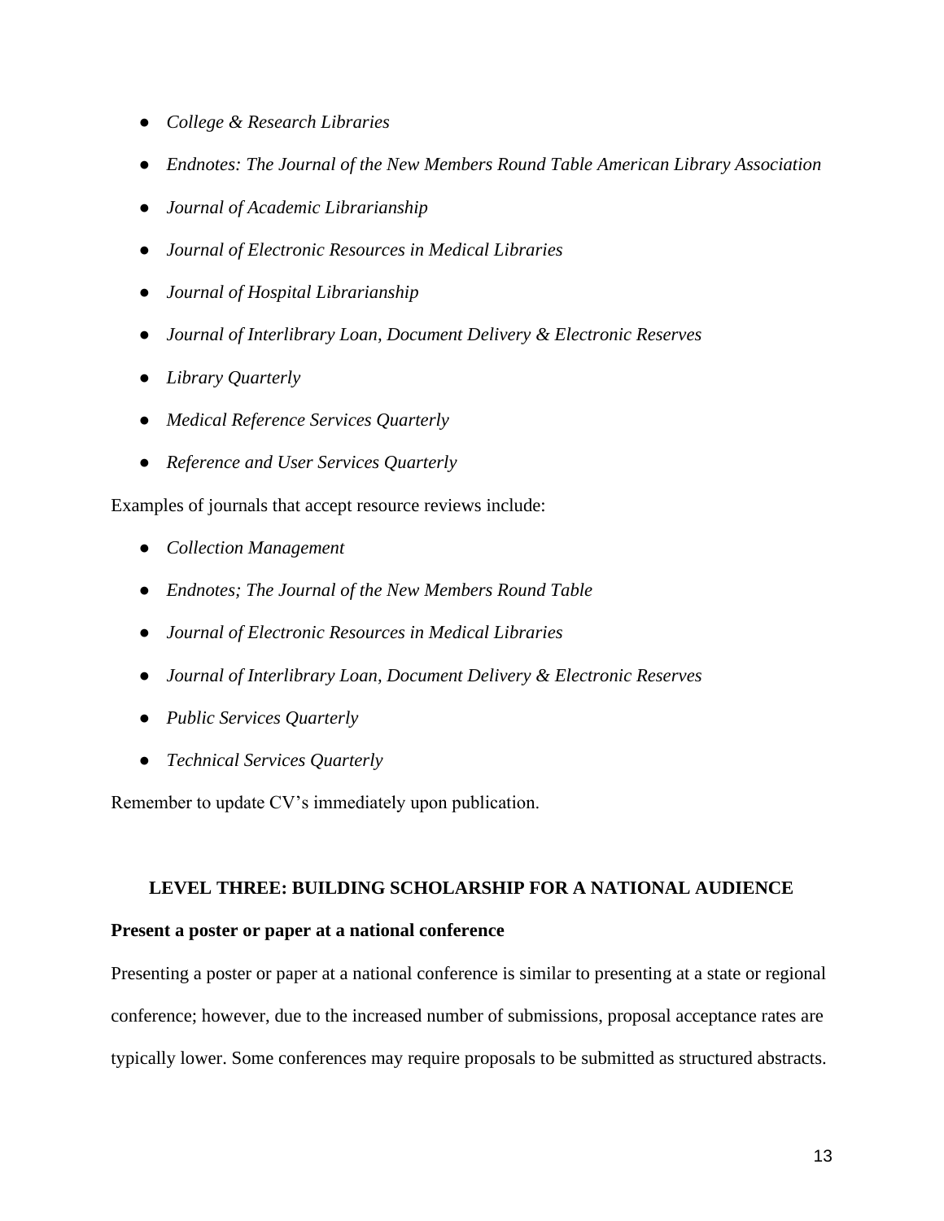- *College & Research Libraries*
- *Endnotes: The Journal of the New Members Round Table American Library Association*
- *Journal of Academic Librarianship*
- *Journal of Electronic Resources in Medical Libraries*
- *Journal of Hospital Librarianship*
- *Journal of Interlibrary Loan, Document Delivery & Electronic Reserves*
- *Library Quarterly*
- *Medical Reference Services Quarterly*
- *Reference and User Services Quarterly*

Examples of journals that accept resource reviews include:

- *Collection Management*
- *Endnotes; The Journal of the New Members Round Table*
- *Journal of Electronic Resources in Medical Libraries*
- *Journal of Interlibrary Loan, Document Delivery & Electronic Reserves*
- *Public Services Quarterly*
- *Technical Services Quarterly*

Remember to update CV's immediately upon publication.

## LEVEL THREE: BUILDING SCHOLARSHIP FOR A NATIONAL AUDIENCE

### Present a poster or paper at a national conference

Presenting a poster or paper at a national conference is similar to presenting at a state or regional conference; however, due to the increased number of submissions, proposal acceptance rates are typically lower. Some conferences may require proposals to be submitted as structured abstracts.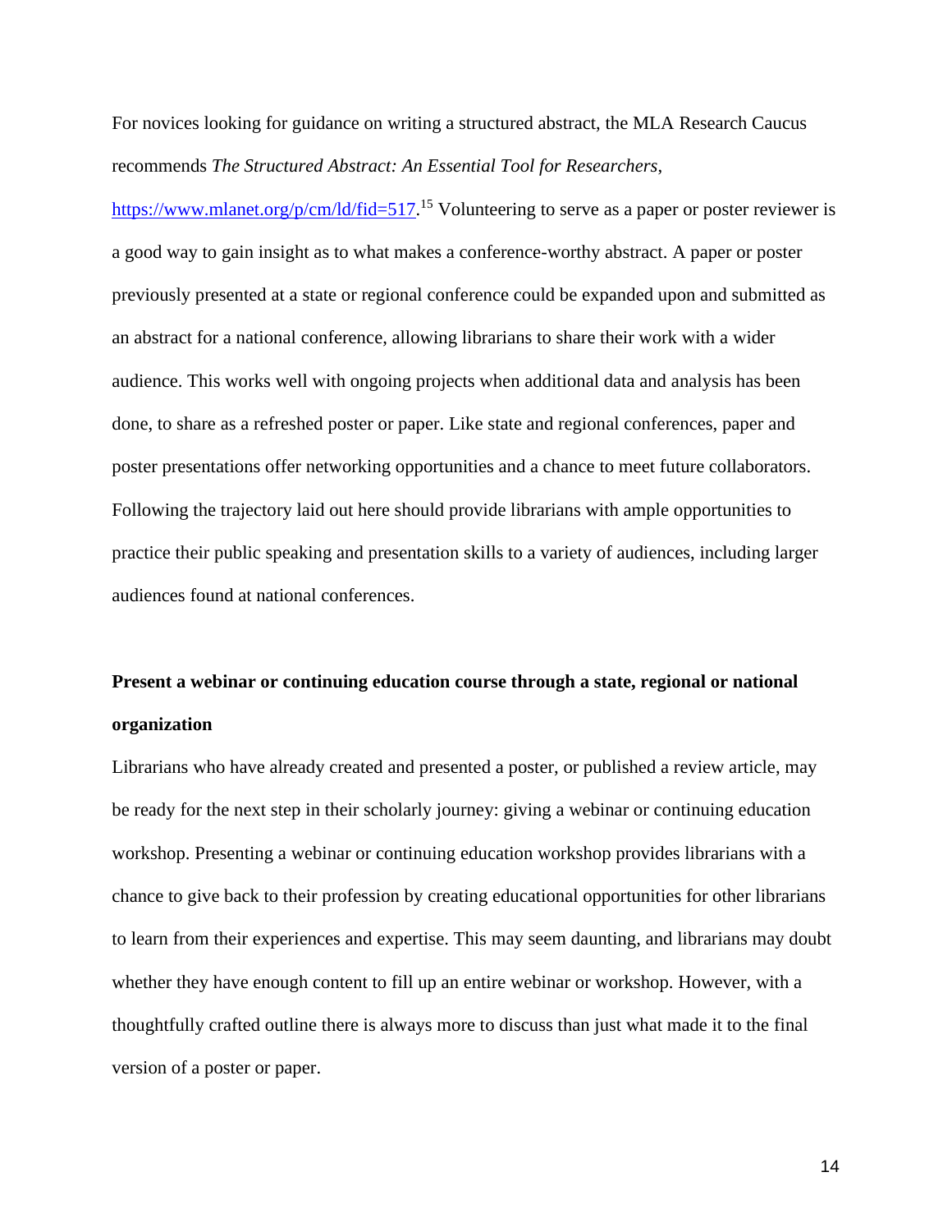For novices looking for guidance on writing a structured abstract, the MLA Research Caucus recommends *The Structured Abstract: An Essential Tool for Researchers*, https://www.mlanet.org/p/cm/ld/fid=517.[15] Volunteering to serve as a paper or poster reviewer is a good way to gain insight as to what makes a conference-worthy abstract. A paper or poster previously presented at a state or regional conference could be expanded upon and submitted as an abstract for a national conference, allowing librarians to share their work with a wider audience. This works well with ongoing projects when additional data and analysis has been done, to share as a refreshed poster or paper. Like state and regional conferences, paper and poster presentations offer networking opportunities and a chance to meet future collaborators. Following the trajectory laid out here should provide librarians with ample opportunities to practice their public speaking and presentation skills to a variety of audiences, including larger audiences found at national conferences.

**Present a webinar or continuing education course through a state, regional or national organization**

Librarians who have already created and presented a poster, or published a review article, may be ready for the next step in their scholarly journey: giving a webinar or continuing education workshop. Presenting a webinar or continuing education workshop provides librarians with a chance to give back to their profession by creating educational opportunities for other librarians to learn from their experiences and expertise. This may seem daunting, and librarians may doubt whether they have enough content to fill up an entire webinar or workshop. However, with a thoughtfully crafted outline there is always more to discuss than just what made it to the final version of a poster or paper.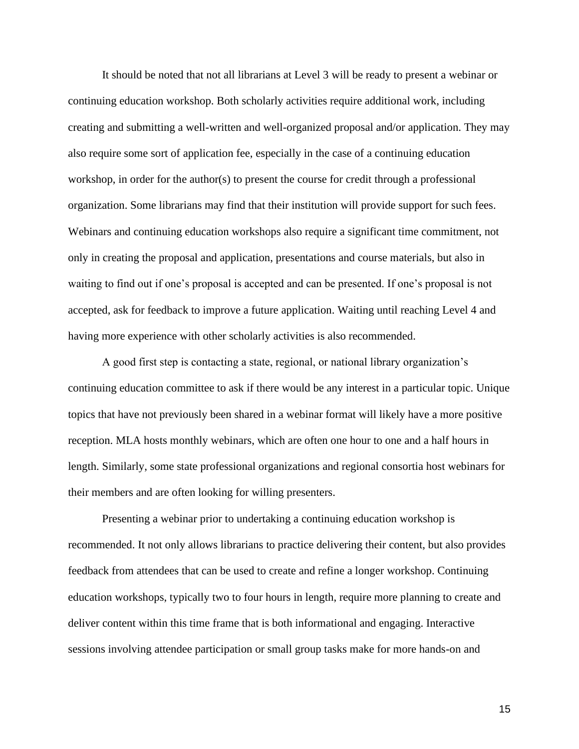It should be noted that not all librarians at Level 3 will be ready to present a webinar or continuing education workshop. Both scholarly activities require additional work, including creating and submitting a well-written and well-organized proposal and/or application. They may also require some sort of application fee, especially in the case of a continuing education workshop, in order for the author(s) to present the course for credit through a professional organization. Some librarians may find that their institution will provide support for such fees. Webinars and continuing education workshops also require a significant time commitment, not only in creating the proposal and application, presentations and course materials, but also in waiting to find out if one's proposal is accepted and can be presented. If one's proposal is not accepted, ask for feedback to improve a future application. Waiting until reaching Level 4 and having more experience with other scholarly activities is also recommended.

A good first step is contacting a state, regional, or national library organization's continuing education committee to ask if there would be any interest in a particular topic. Unique topics that have not previously been shared in a webinar format will likely have a more positive reception. MLA hosts monthly webinars, which are often one hour to one and a half hours in length. Similarly, some state professional organizations and regional consortia host webinars for their members and are often looking for willing presenters.

Presenting a webinar prior to undertaking a continuing education workshop is recommended. It not only allows librarians to practice delivering their content, but also provides feedback from attendees that can be used to create and refine a longer workshop. Continuing education workshops, typically two to four hours in length, require more planning to create and deliver content within this time frame that is both informational and engaging. Interactive sessions involving attendee participation or small group tasks make for more hands-on and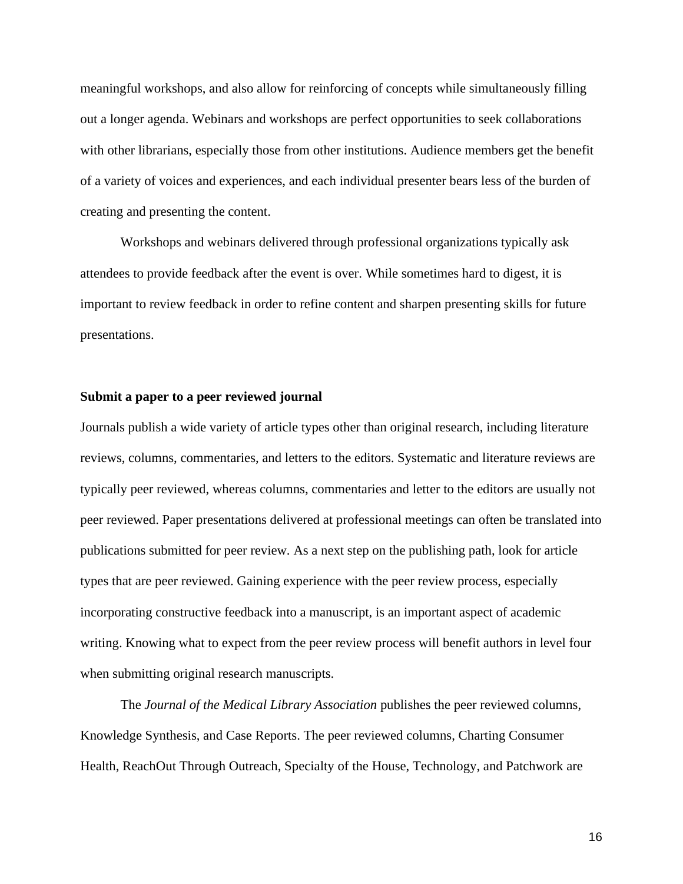meaningful workshops, and also allow for reinforcing of concepts while simultaneously filling out a longer agenda. Webinars and workshops are perfect opportunities to seek collaborations with other librarians, especially those from other institutions. Audience members get the benefit of a variety of voices and experiences, and each individual presenter bears less of the burden of creating and presenting the content.

Workshops and webinars delivered through professional organizations typically ask attendees to provide feedback after the event is over. While sometimes hard to digest, it is important to review feedback in order to refine content and sharpen presenting skills for future presentations.

**Submit a paper to a peer reviewed journal**

Journals publish a wide variety of article types other than original research, including literature reviews, columns, commentaries, and letters to the editors. Systematic and literature reviews are typically peer reviewed, whereas columns, commentaries and letter to the editors are usually not peer reviewed. Paper presentations delivered at professional meetings can often be translated into publications submitted for peer review. As a next step on the publishing path, look for article types that are peer reviewed. Gaining experience with the peer review process, especially incorporating constructive feedback into a manuscript, is an important aspect of academic writing. Knowing what to expect from the peer review process will benefit authors in level four when submitting original research manuscripts.

The *Journal of the Medical Library Association* publishes the peer reviewed columns, Knowledge Synthesis, and Case Reports. The peer reviewed columns, Charting Consumer Health, ReachOut Through Outreach, Specialty of the House, Technology, and Patchwork are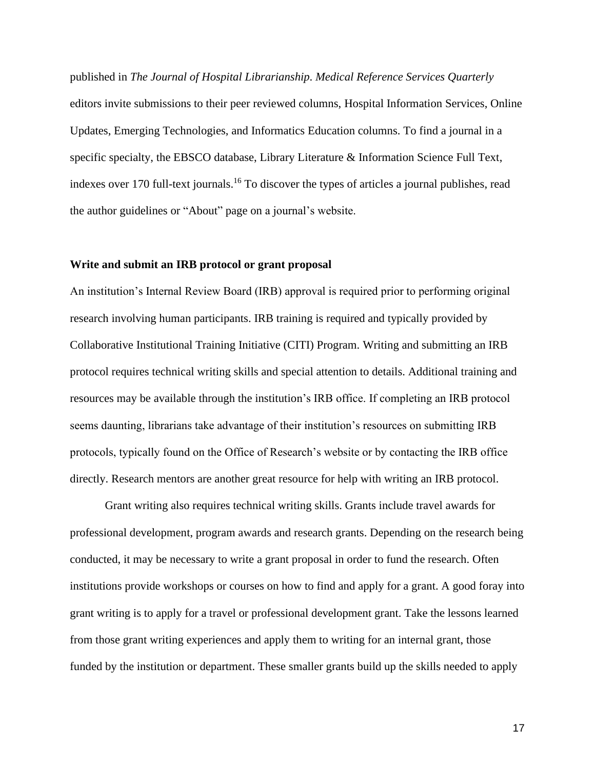published in *The Journal of Hospital Librarianship*. *Medical Reference Services Quarterly* editors invite submissions to their peer reviewed columns, Hospital Information Services, Online Updates, Emerging Technologies, and Informatics Education columns. To find a journal in a specific specialty, the EBSCO database, Library Literature & Information Science Full Text, indexes over 170 full-text journals.[16] To discover the types of articles a journal publishes, read the author guidelines or "About" page on a journal's website.

**Write and submit an IRB protocol or grant proposal**

An institution's Internal Review Board (IRB) approval is required prior to performing original research involving human participants. IRB training is required and typically provided by Collaborative Institutional Training Initiative (CITI) Program. Writing and submitting an IRB protocol requires technical writing skills and special attention to details. Additional training and resources may be available through the institution's IRB office. If completing an IRB protocol seems daunting, librarians take advantage of their institution's resources on submitting IRB protocols, typically found on the Office of Research's website or by contacting the IRB office directly. Research mentors are another great resource for help with writing an IRB protocol.

Grant writing also requires technical writing skills. Grants include travel awards for professional development, program awards and research grants. Depending on the research being conducted, it may be necessary to write a grant proposal in order to fund the research. Often institutions provide workshops or courses on how to find and apply for a grant. A good foray into grant writing is to apply for a travel or professional development grant. Take the lessons learned from those grant writing experiences and apply them to writing for an internal grant, those funded by the institution or department. These smaller grants build up the skills needed to apply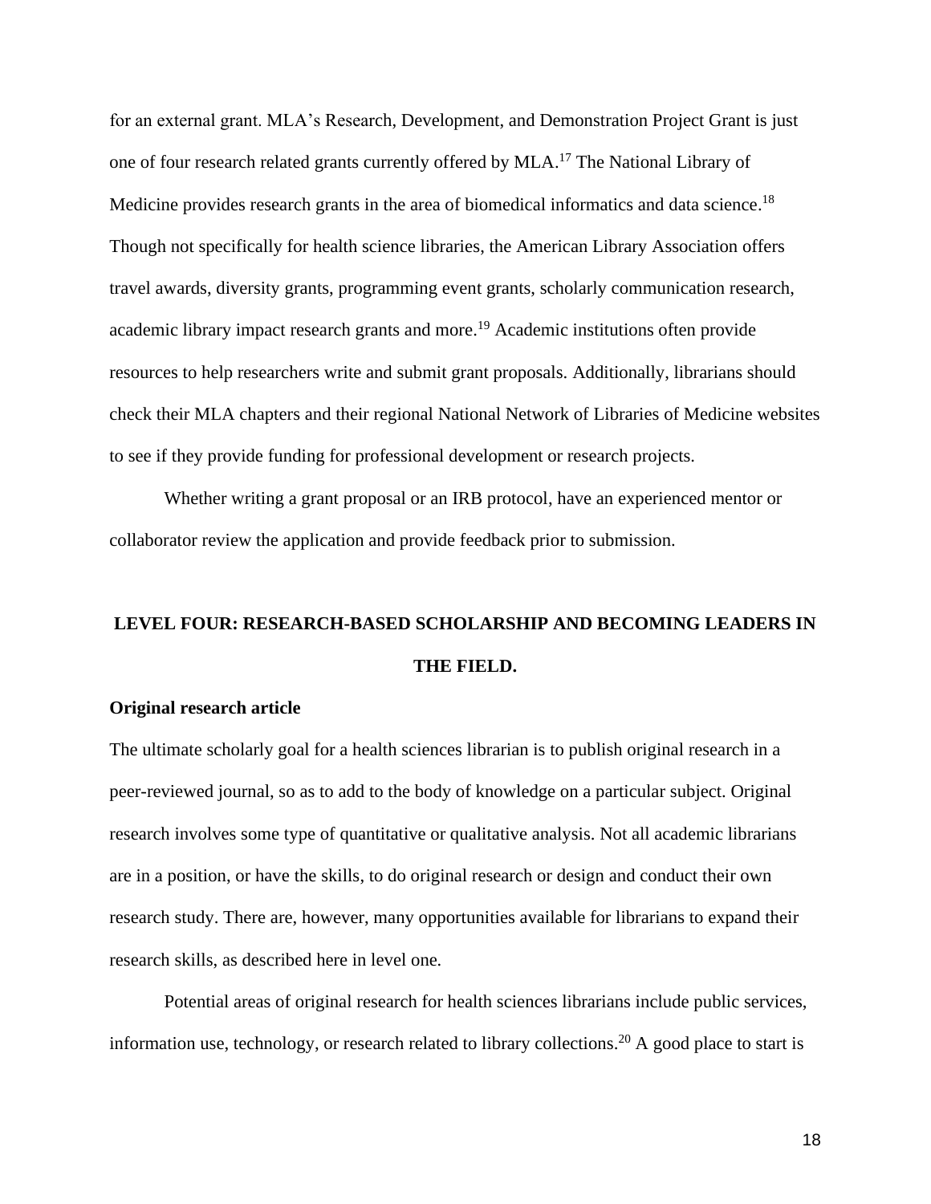for an external grant. MLA's Research, Development, and Demonstration Project Grant is just one of four research related grants currently offered by MLA.[17] The National Library of Medicine provides research grants in the area of biomedical informatics and data science.[18] Though not specifically for health science libraries, the American Library Association offers travel awards, diversity grants, programming event grants, scholarly communication research, academic library impact research grants and more.[19] Academic institutions often provide resources to help researchers write and submit grant proposals. Additionally, librarians should check their MLA chapters and their regional National Network of Libraries of Medicine websites to see if they provide funding for professional development or research projects.

Whether writing a grant proposal or an IRB protocol, have an experienced mentor or collaborator review the application and provide feedback prior to submission.

## LEVEL FOUR: RESEARCH-BASED SCHOLARSHIP AND BECOMING LEADERS IN THE FIELD.

### Original research article

The ultimate scholarly goal for a health sciences librarian is to publish original research in a peer-reviewed journal, so as to add to the body of knowledge on a particular subject. Original research involves some type of quantitative or qualitative analysis. Not all academic librarians are in a position, or have the skills, to do original research or design and conduct their own research study. There are, however, many opportunities available for librarians to expand their research skills, as described here in level one.

Potential areas of original research for health sciences librarians include public services, information use, technology, or research related to library collections.[20] A good place to start is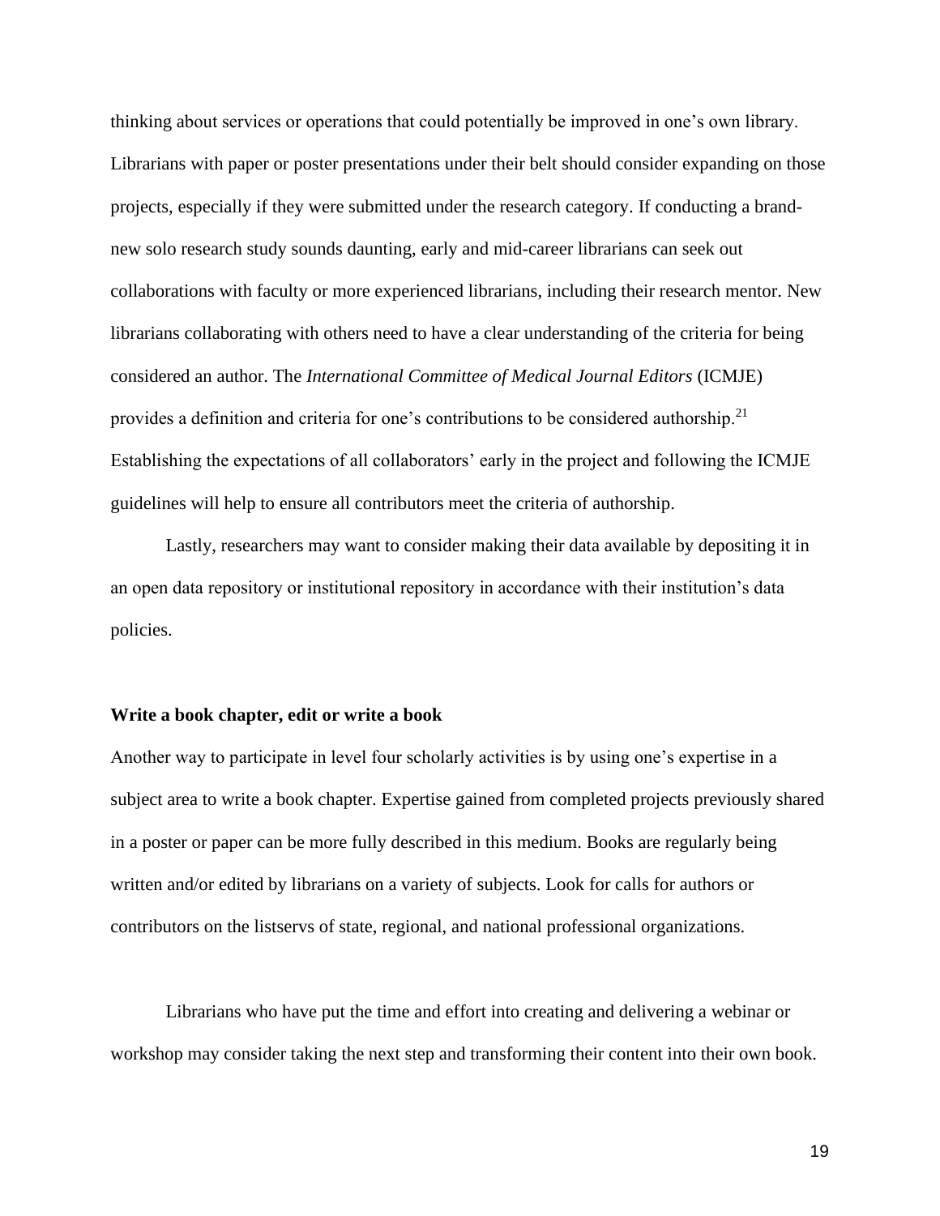thinking about services or operations that could potentially be improved in one's own library. Librarians with paper or poster presentations under their belt should consider expanding on those projects, especially if they were submitted under the research category. If conducting a brand-new solo research study sounds daunting, early and mid-career librarians can seek out collaborations with faculty or more experienced librarians, including their research mentor. New librarians collaborating with others need to have a clear understanding of the criteria for being considered an author. The *International Committee of Medical Journal Editors* (ICMJE) provides a definition and criteria for one's contributions to be considered authorship.[21] Establishing the expectations of all collaborators' early in the project and following the ICMJE guidelines will help to ensure all contributors meet the criteria of authorship.

Lastly, researchers may want to consider making their data available by depositing it in an open data repository or institutional repository in accordance with their institution's data policies.

**Write a book chapter, edit or write a book**

Another way to participate in level four scholarly activities is by using one's expertise in a subject area to write a book chapter. Expertise gained from completed projects previously shared in a poster or paper can be more fully described in this medium. Books are regularly being written and/or edited by librarians on a variety of subjects. Look for calls for authors or contributors on the listservs of state, regional, and national professional organizations.

Librarians who have put the time and effort into creating and delivering a webinar or workshop may consider taking the next step and transforming their content into their own book.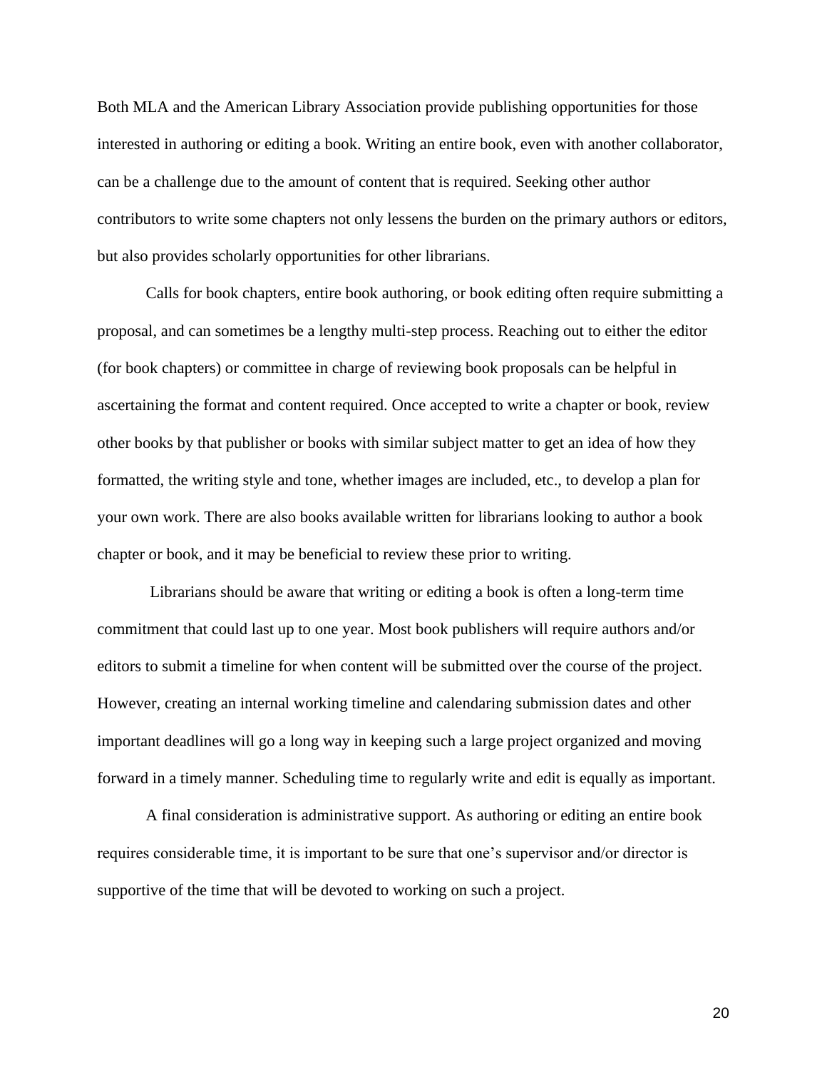Both MLA and the American Library Association provide publishing opportunities for those interested in authoring or editing a book. Writing an entire book, even with another collaborator, can be a challenge due to the amount of content that is required. Seeking other author contributors to write some chapters not only lessens the burden on the primary authors or editors, but also provides scholarly opportunities for other librarians.

Calls for book chapters, entire book authoring, or book editing often require submitting a proposal, and can sometimes be a lengthy multi-step process. Reaching out to either the editor (for book chapters) or committee in charge of reviewing book proposals can be helpful in ascertaining the format and content required. Once accepted to write a chapter or book, review other books by that publisher or books with similar subject matter to get an idea of how they formatted, the writing style and tone, whether images are included, etc., to develop a plan for your own work. There are also books available written for librarians looking to author a book chapter or book, and it may be beneficial to review these prior to writing.

Librarians should be aware that writing or editing a book is often a long-term time commitment that could last up to one year. Most book publishers will require authors and/or editors to submit a timeline for when content will be submitted over the course of the project. However, creating an internal working timeline and calendaring submission dates and other important deadlines will go a long way in keeping such a large project organized and moving forward in a timely manner. Scheduling time to regularly write and edit is equally as important.

A final consideration is administrative support. As authoring or editing an entire book requires considerable time, it is important to be sure that one's supervisor and/or director is supportive of the time that will be devoted to working on such a project.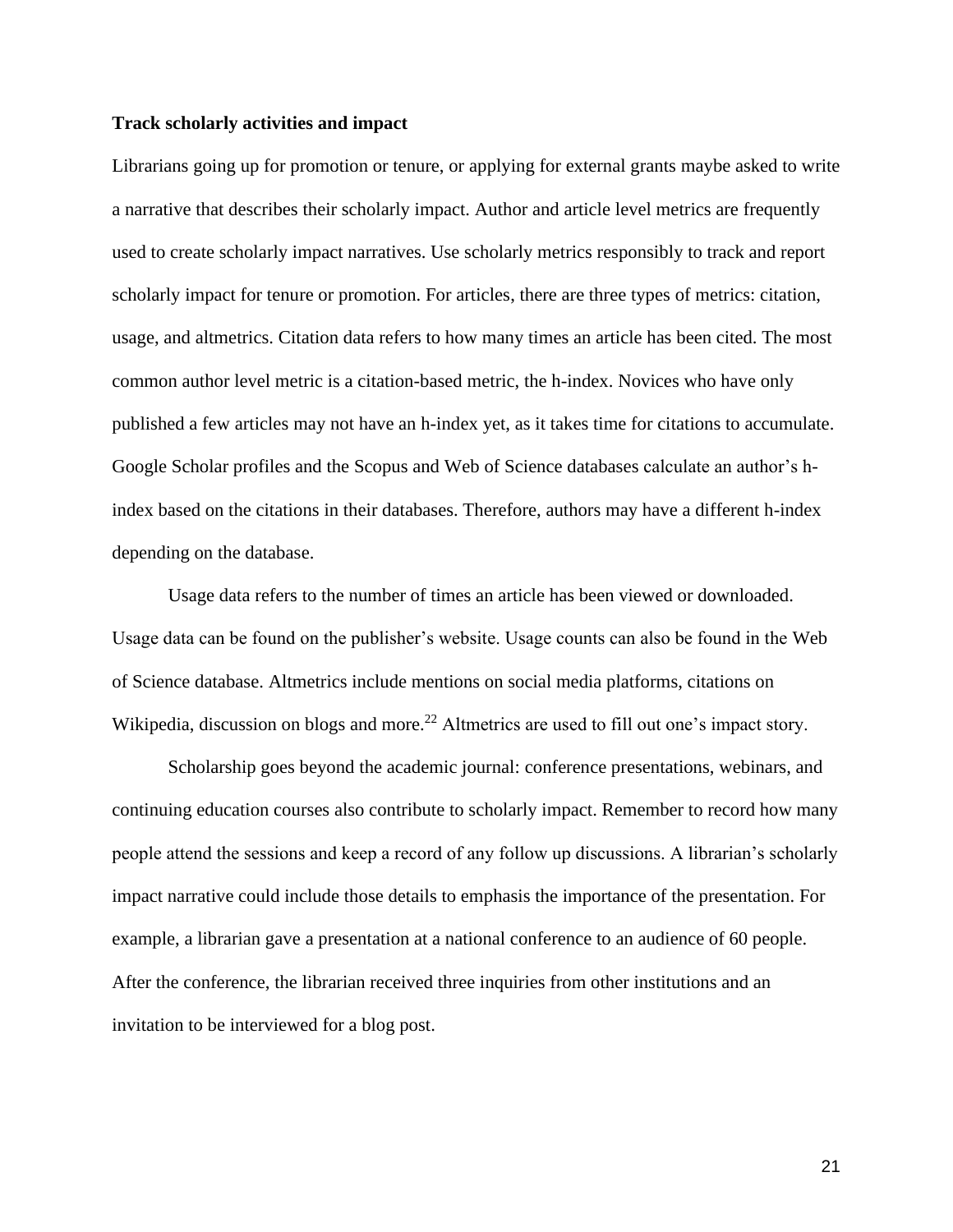**Track scholarly activities and impact**

Librarians going up for promotion or tenure, or applying for external grants maybe asked to write a narrative that describes their scholarly impact. Author and article level metrics are frequently used to create scholarly impact narratives. Use scholarly metrics responsibly to track and report scholarly impact for tenure or promotion. For articles, there are three types of metrics: citation, usage, and altmetrics. Citation data refers to how many times an article has been cited. The most common author level metric is a citation-based metric, the h-index. Novices who have only published a few articles may not have an h-index yet, as it takes time for citations to accumulate. Google Scholar profiles and the Scopus and Web of Science databases calculate an author's h-index based on the citations in their databases. Therefore, authors may have a different h-index depending on the database.

Usage data refers to the number of times an article has been viewed or downloaded. Usage data can be found on the publisher's website. Usage counts can also be found in the Web of Science database. Altmetrics include mentions on social media platforms, citations on Wikipedia, discussion on blogs and more.[22] Altmetrics are used to fill out one's impact story.

Scholarship goes beyond the academic journal: conference presentations, webinars, and continuing education courses also contribute to scholarly impact. Remember to record how many people attend the sessions and keep a record of any follow up discussions. A librarian's scholarly impact narrative could include those details to emphasis the importance of the presentation. For example, a librarian gave a presentation at a national conference to an audience of 60 people. After the conference, the librarian received three inquiries from other institutions and an invitation to be interviewed for a blog post.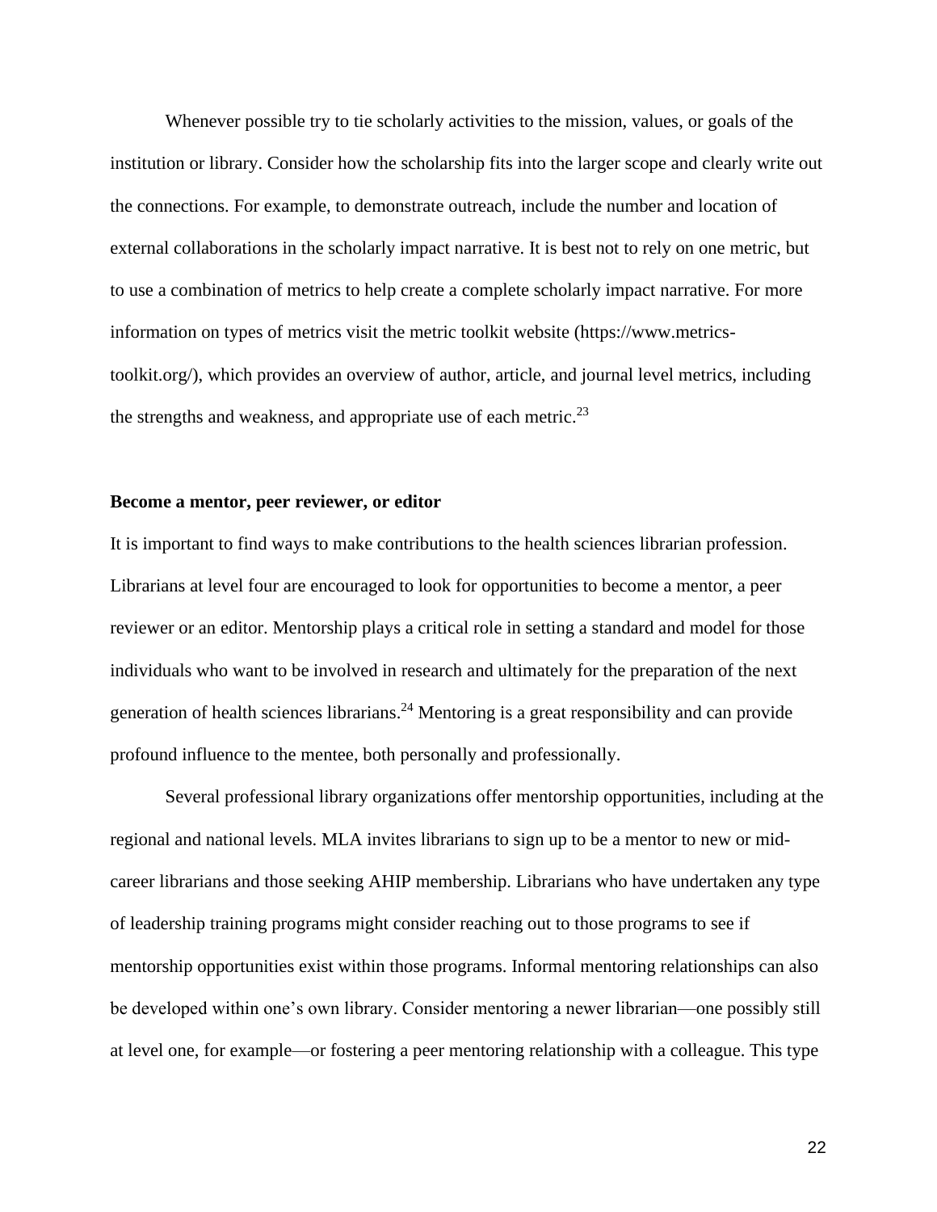Whenever possible try to tie scholarly activities to the mission, values, or goals of the institution or library. Consider how the scholarship fits into the larger scope and clearly write out the connections. For example, to demonstrate outreach, include the number and location of external collaborations in the scholarly impact narrative. It is best not to rely on one metric, but to use a combination of metrics to help create a complete scholarly impact narrative. For more information on types of metrics visit the metric toolkit website (https://www.metrics-toolkit.org/), which provides an overview of author, article, and journal level metrics, including the strengths and weakness, and appropriate use of each metric.[23]

**Become a mentor, peer reviewer, or editor**

It is important to find ways to make contributions to the health sciences librarian profession. Librarians at level four are encouraged to look for opportunities to become a mentor, a peer reviewer or an editor. Mentorship plays a critical role in setting a standard and model for those individuals who want to be involved in research and ultimately for the preparation of the next generation of health sciences librarians.[24] Mentoring is a great responsibility and can provide profound influence to the mentee, both personally and professionally.

Several professional library organizations offer mentorship opportunities, including at the regional and national levels. MLA invites librarians to sign up to be a mentor to new or mid-career librarians and those seeking AHIP membership. Librarians who have undertaken any type of leadership training programs might consider reaching out to those programs to see if mentorship opportunities exist within those programs. Informal mentoring relationships can also be developed within one's own library. Consider mentoring a newer librarian—one possibly still at level one, for example—or fostering a peer mentoring relationship with a colleague. This type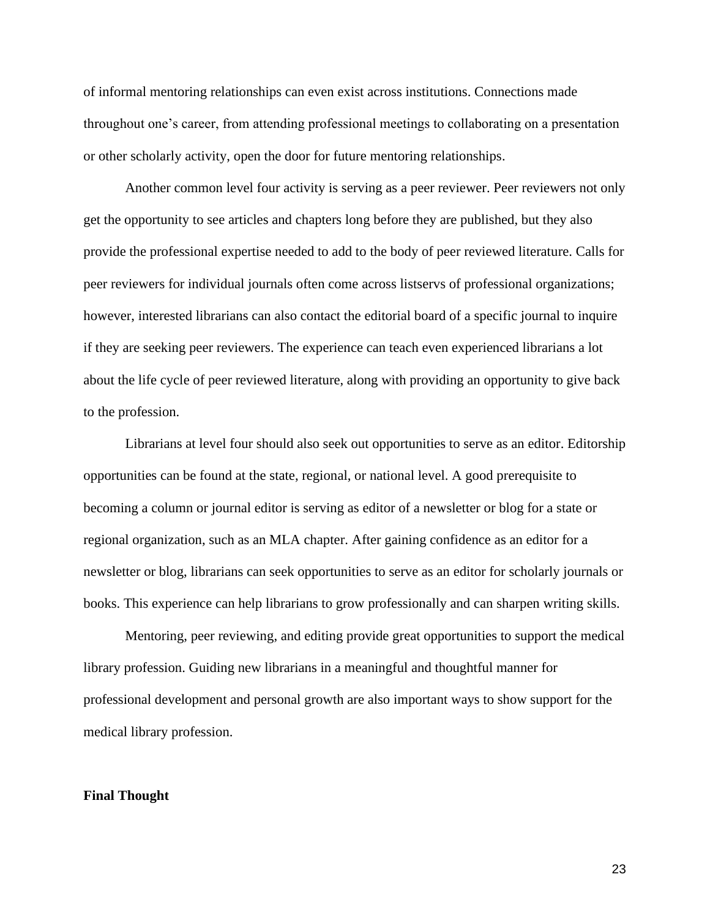of informal mentoring relationships can even exist across institutions. Connections made throughout one's career, from attending professional meetings to collaborating on a presentation or other scholarly activity, open the door for future mentoring relationships.

Another common level four activity is serving as a peer reviewer. Peer reviewers not only get the opportunity to see articles and chapters long before they are published, but they also provide the professional expertise needed to add to the body of peer reviewed literature. Calls for peer reviewers for individual journals often come across listservs of professional organizations; however, interested librarians can also contact the editorial board of a specific journal to inquire if they are seeking peer reviewers. The experience can teach even experienced librarians a lot about the life cycle of peer reviewed literature, along with providing an opportunity to give back to the profession.

Librarians at level four should also seek out opportunities to serve as an editor. Editorship opportunities can be found at the state, regional, or national level. A good prerequisite to becoming a column or journal editor is serving as editor of a newsletter or blog for a state or regional organization, such as an MLA chapter. After gaining confidence as an editor for a newsletter or blog, librarians can seek opportunities to serve as an editor for scholarly journals or books. This experience can help librarians to grow professionally and can sharpen writing skills.

Mentoring, peer reviewing, and editing provide great opportunities to support the medical library profession. Guiding new librarians in a meaningful and thoughtful manner for professional development and personal growth are also important ways to show support for the medical library profession.

## Final Thought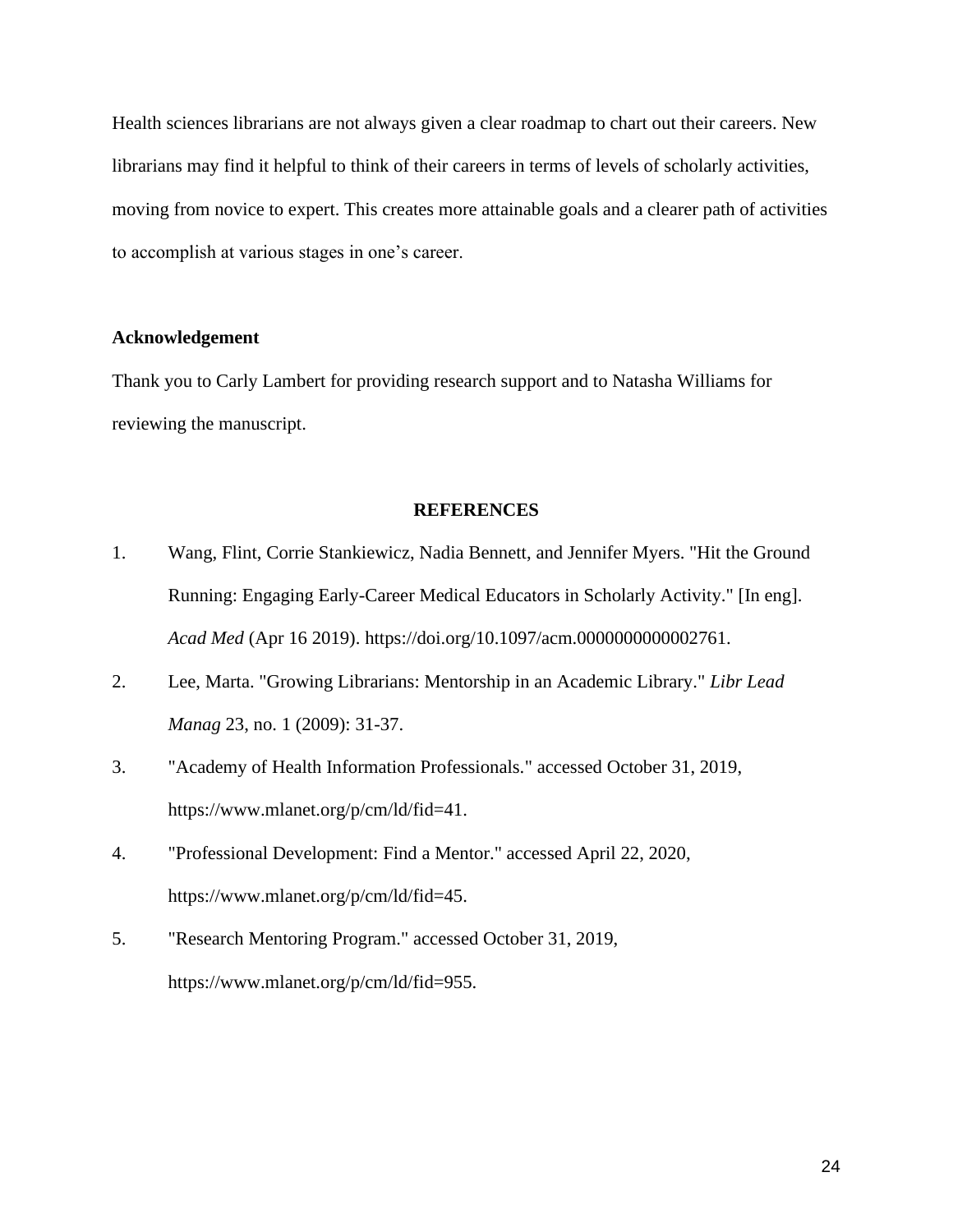Health sciences librarians are not always given a clear roadmap to chart out their careers. New librarians may find it helpful to think of their careers in terms of levels of scholarly activities, moving from novice to expert. This creates more attainable goals and a clearer path of activities to accomplish at various stages in one's career.

**Acknowledgement**

Thank you to Carly Lambert for providing research support and to Natasha Williams for reviewing the manuscript.

## REFERENCES

1. Wang, Flint, Corrie Stankiewicz, Nadia Bennett, and Jennifer Myers. "Hit the Ground Running: Engaging Early-Career Medical Educators in Scholarly Activity." [In eng]. *Acad Med* (Apr 16 2019). https://doi.org/10.1097/acm.0000000000002761.
2. Lee, Marta. "Growing Librarians: Mentorship in an Academic Library." *Libr Lead Manag* 23, no. 1 (2009): 31-37.
3. "Academy of Health Information Professionals." accessed October 31, 2019, https://www.mlanet.org/p/cm/ld/fid=41.
4. "Professional Development: Find a Mentor." accessed April 22, 2020, https://www.mlanet.org/p/cm/ld/fid=45.
5. "Research Mentoring Program." accessed October 31, 2019, https://www.mlanet.org/p/cm/ld/fid=955.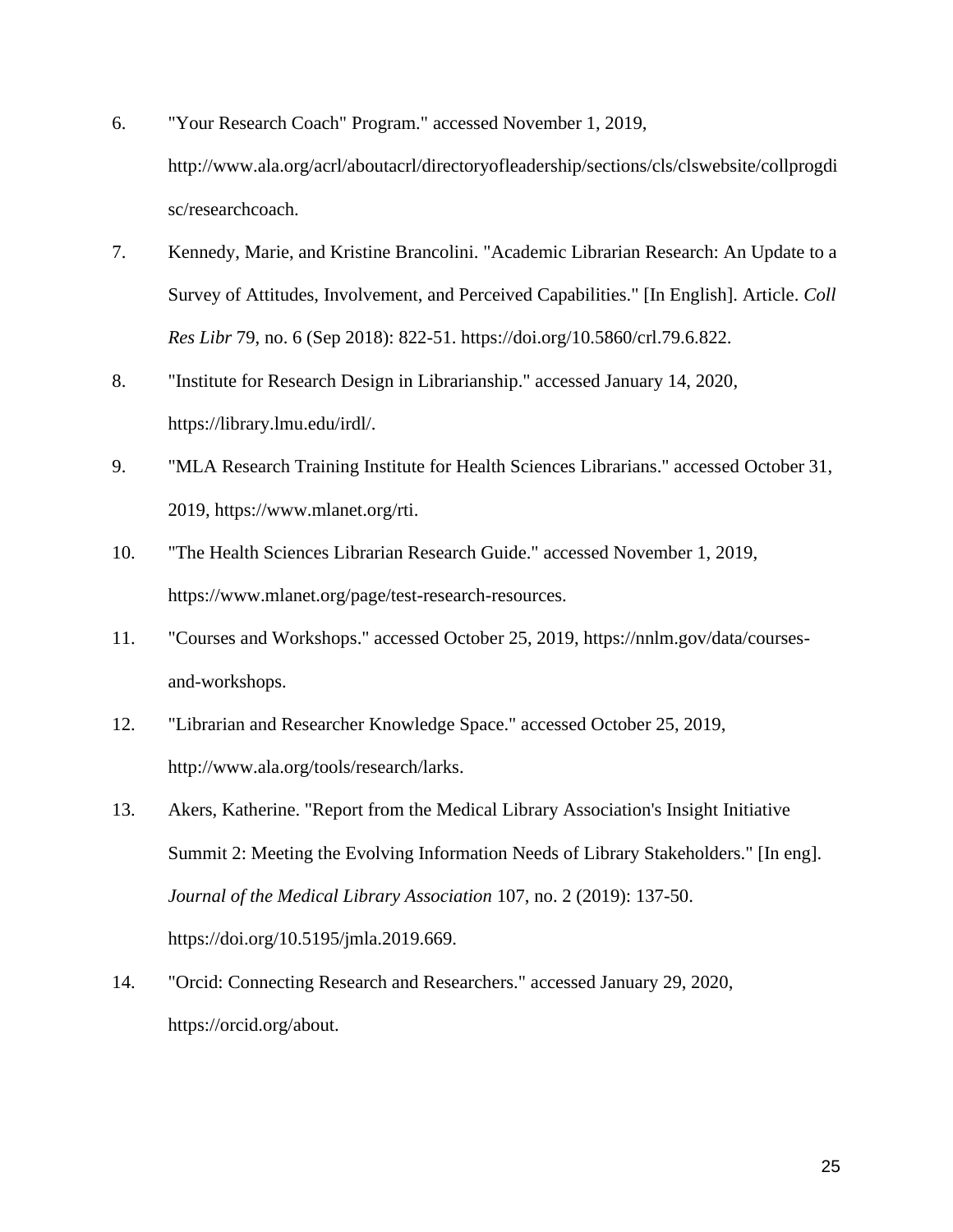6. "Your Research Coach" Program." accessed November 1, 2019, http://www.ala.org/acrl/aboutacrl/directoryofleadership/sections/cls/clswebsite/collprogdisc/researchcoach.

7. Kennedy, Marie, and Kristine Brancolini. "Academic Librarian Research: An Update to a Survey of Attitudes, Involvement, and Perceived Capabilities." [In English]. Article. *Coll Res Libr* 79, no. 6 (Sep 2018): 822-51. https://doi.org/10.5860/crl.79.6.822.

8. "Institute for Research Design in Librarianship." accessed January 14, 2020, https://library.lmu.edu/irdl/.

9. "MLA Research Training Institute for Health Sciences Librarians." accessed October 31, 2019, https://www.mlanet.org/rti.

10. "The Health Sciences Librarian Research Guide." accessed November 1, 2019, https://www.mlanet.org/page/test-research-resources.

11. "Courses and Workshops." accessed October 25, 2019, https://nnlm.gov/data/courses-and-workshops.

12. "Librarian and Researcher Knowledge Space." accessed October 25, 2019, http://www.ala.org/tools/research/larks.

13. Akers, Katherine. "Report from the Medical Library Association's Insight Initiative Summit 2: Meeting the Evolving Information Needs of Library Stakeholders." [In eng]. *Journal of the Medical Library Association* 107, no. 2 (2019): 137-50. https://doi.org/10.5195/jmla.2019.669.

14. "Orcid: Connecting Research and Researchers." accessed January 29, 2020, https://orcid.org/about.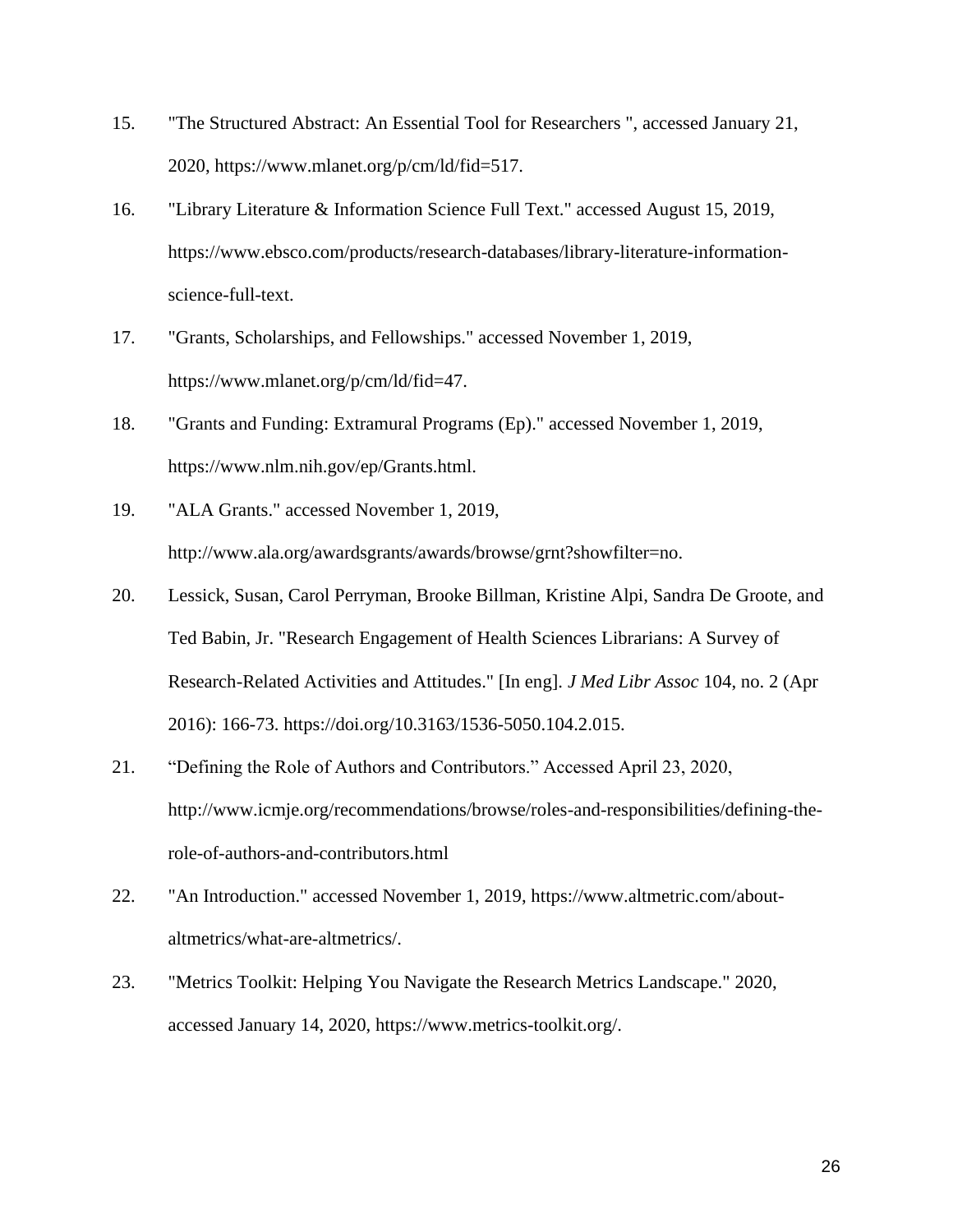15. "The Structured Abstract: An Essential Tool for Researchers ", accessed January 21, 2020, https://www.mlanet.org/p/cm/ld/fid=517.
16. "Library Literature & Information Science Full Text." accessed August 15, 2019, https://www.ebsco.com/products/research-databases/library-literature-information-science-full-text.
17. "Grants, Scholarships, and Fellowships." accessed November 1, 2019, https://www.mlanet.org/p/cm/ld/fid=47.
18. "Grants and Funding: Extramural Programs (Ep)." accessed November 1, 2019, https://www.nlm.nih.gov/ep/Grants.html.
19. "ALA Grants." accessed November 1, 2019, http://www.ala.org/awardsgrants/awards/browse/grnt?showfilter=no.
20. Lessick, Susan, Carol Perryman, Brooke Billman, Kristine Alpi, Sandra De Groote, and Ted Babin, Jr. "Research Engagement of Health Sciences Librarians: A Survey of Research-Related Activities and Attitudes." [In eng]. *J Med Libr Assoc* 104, no. 2 (Apr 2016): 166-73. https://doi.org/10.3163/1536-5050.104.2.015.
21. "Defining the Role of Authors and Contributors." Accessed April 23, 2020, http://www.icmje.org/recommendations/browse/roles-and-responsibilities/defining-the-role-of-authors-and-contributors.html
22. "An Introduction." accessed November 1, 2019, https://www.altmetric.com/about-altmetrics/what-are-altmetrics/.
23. "Metrics Toolkit: Helping You Navigate the Research Metrics Landscape." 2020, accessed January 14, 2020, https://www.metrics-toolkit.org/.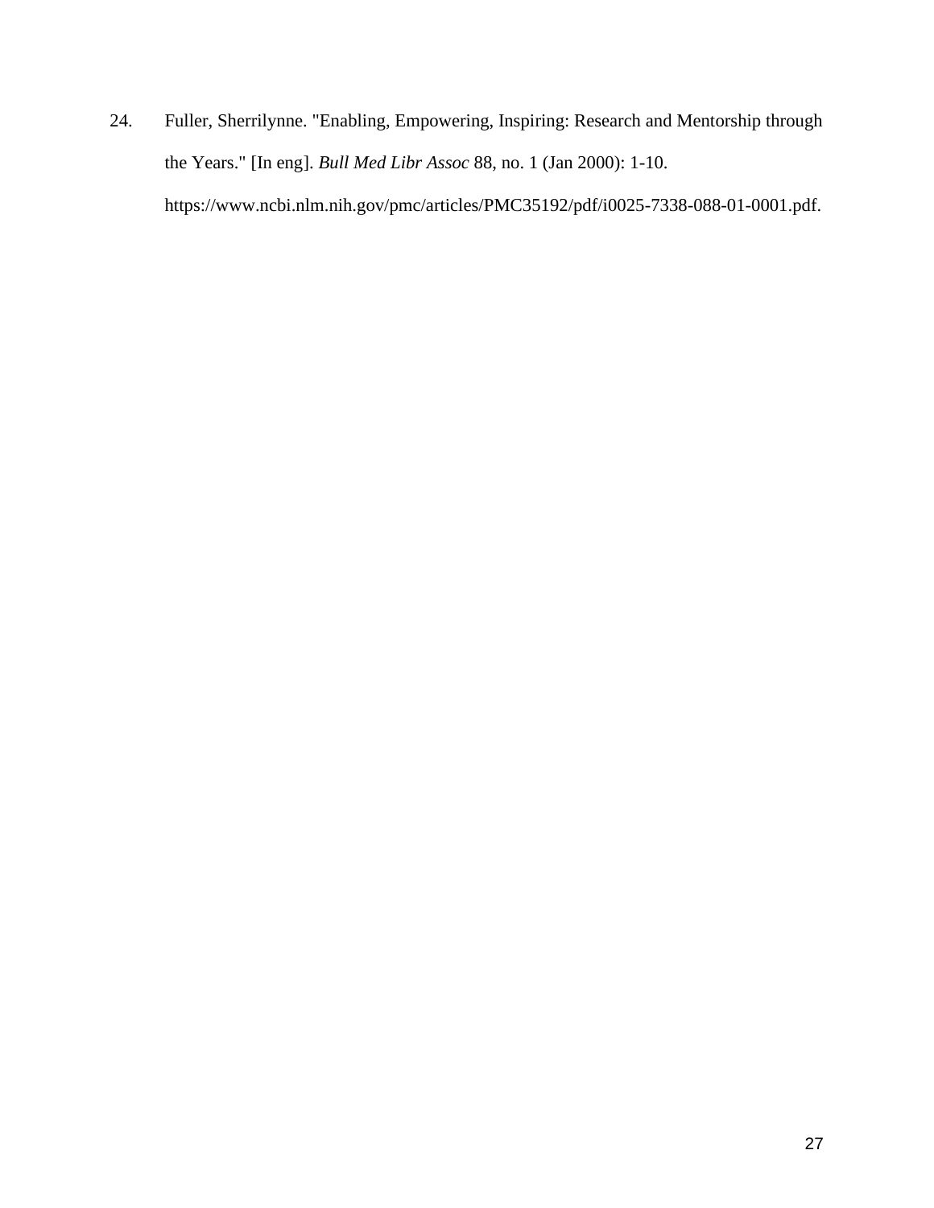24. Fuller, Sherrilynne. "Enabling, Empowering, Inspiring: Research and Mentorship through the Years." [In eng]. *Bull Med Libr Assoc* 88, no. 1 (Jan 2000): 1-10. https://www.ncbi.nlm.nih.gov/pmc/articles/PMC35192/pdf/i0025-7338-088-01-0001.pdf.